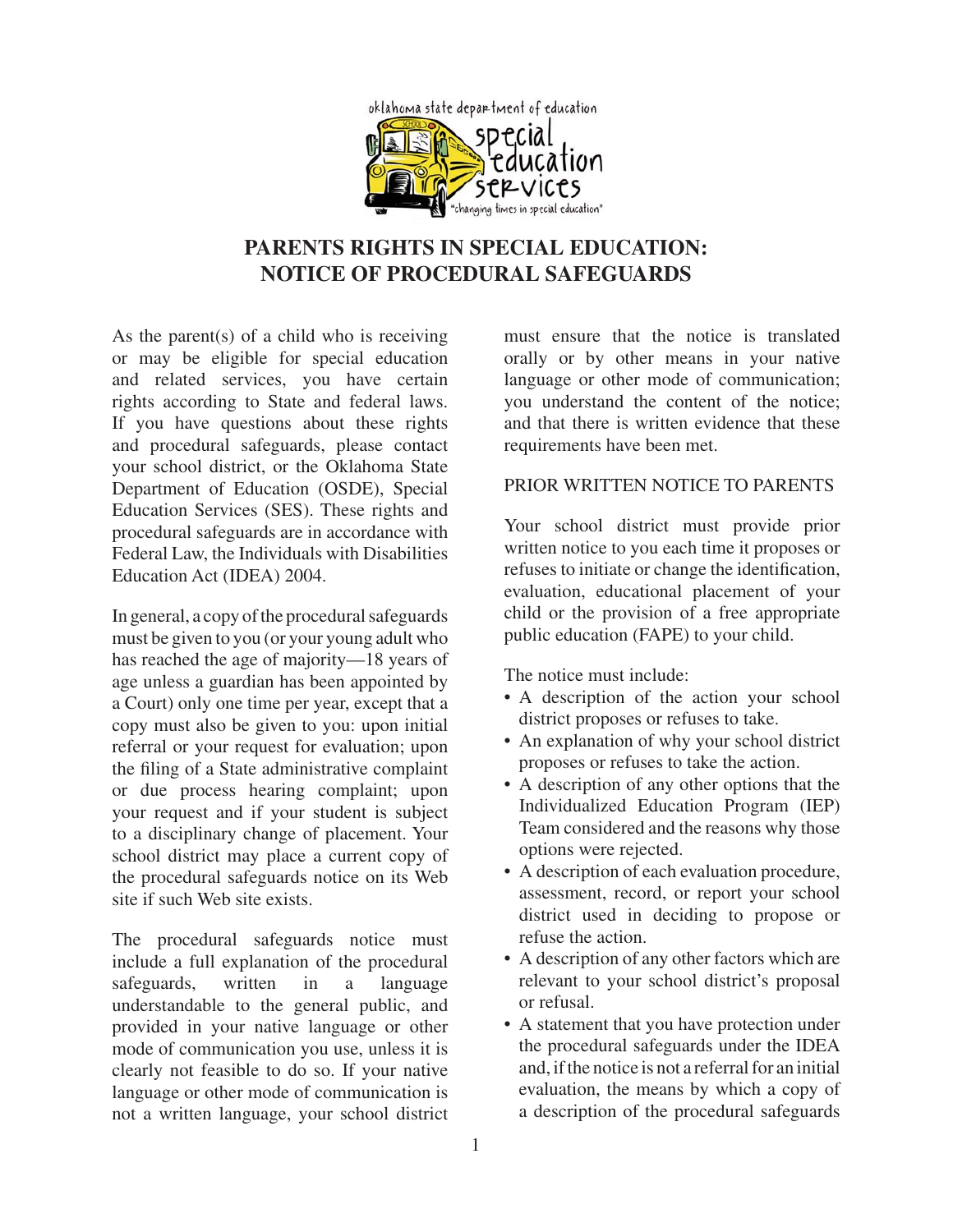oklahoma state department of education

special education services

"changing times in special education"

# PARENTS RIGHTS IN SPECIAL EDUCATION: NOTICE OF PROCEDURAL SAFEGUARDS

As the parent(s) of a child who is receiving or may be eligible for special education and related services, you have certain rights according to State and federal laws. If you have questions about these rights and procedural safeguards, please contact your school district, or the Oklahoma State Department of Education (OSDE), Special Education Services (SES). These rights and procedural safeguards are in accordance with Federal Law, the Individuals with Disabilities Education Act (IDEA) 2004.

In general, a copy of the procedural safeguards must be given to you (or your young adult who has reached the age of majority—18 years of age unless a guardian has been appointed by a Court) only one time per year, except that a copy must also be given to you: upon initial referral or your request for evaluation; upon the filing of a State administrative complaint or due process hearing complaint; upon your request and if your student is subject to a disciplinary change of placement. Your school district may place a current copy of the procedural safeguards notice on its Web site if such Web site exists.

The procedural safeguards notice must include a full explanation of the procedural safeguards, written in a language understandable to the general public, and provided in your native language or other mode of communication you use, unless it is clearly not feasible to do so. If your native language or other mode of communication is not a written language, your school district must ensure that the notice is translated orally or by other means in your native language or other mode of communication; you understand the content of the notice; and that there is written evidence that these requirements have been met.

## PRIOR WRITTEN NOTICE TO PARENTS

Your school district must provide prior written notice to you each time it proposes or refuses to initiate or change the identification, evaluation, educational placement of your child or the provision of a free appropriate public education (FAPE) to your child.

The notice must include:

- A description of the action your school district proposes or refuses to take.
- An explanation of why your school district proposes or refuses to take the action.
- A description of any other options that the Individualized Education Program (IEP) Team considered and the reasons why those options were rejected.
- A description of each evaluation procedure, assessment, record, or report your school district used in deciding to propose or refuse the action.
- A description of any other factors which are relevant to your school district's proposal or refusal.
- A statement that you have protection under the procedural safeguards under the IDEA and, if the notice is not a referral for an initial evaluation, the means by which a copy of a description of the procedural safeguards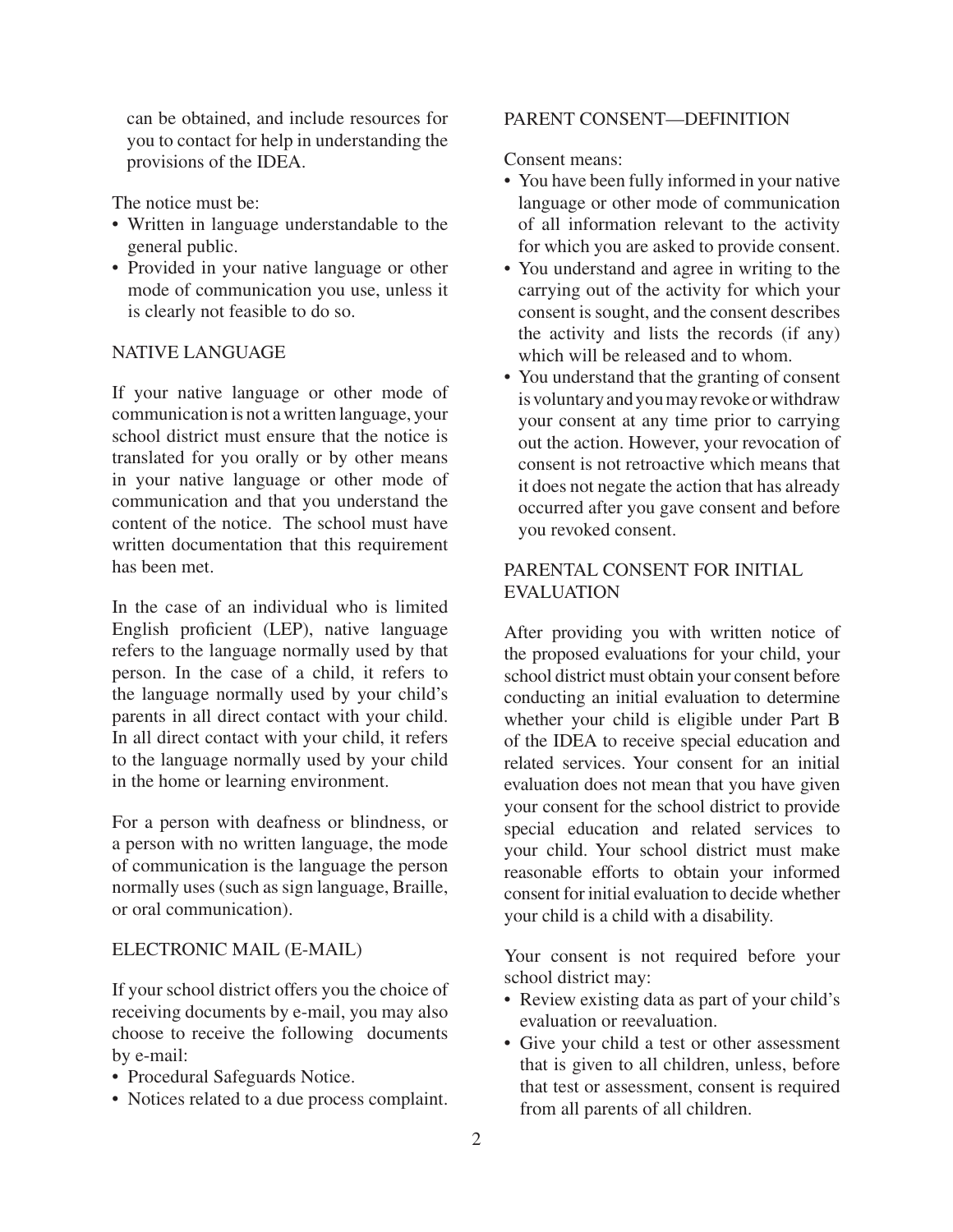can be obtained, and include resources for you to contact for help in understanding the provisions of the IDEA.

The notice must be:

- Written in language understandable to the general public.
- Provided in your native language or other mode of communication you use, unless it is clearly not feasible to do so.

## NATIVE LANGUAGE

If your native language or other mode of communication is not a written language, your school district must ensure that the notice is translated for you orally or by other means in your native language or other mode of communication and that you understand the content of the notice. The school must have written documentation that this requirement has been met.

In the case of an individual who is limited English proficient (LEP), native language refers to the language normally used by that person. In the case of a child, it refers to the language normally used by your child's parents in all direct contact with your child. In all direct contact with your child, it refers to the language normally used by your child in the home or learning environment.

For a person with deafness or blindness, or a person with no written language, the mode of communication is the language the person normally uses (such as sign language, Braille, or oral communication).

## ELECTRONIC MAIL (E-MAIL)

If your school district offers you the choice of receiving documents by e-mail, you may also choose to receive the following documents by e-mail:

- Procedural Safeguards Notice.
- Notices related to a due process complaint.

## PARENT CONSENT—DEFINITION

Consent means:

- You have been fully informed in your native language or other mode of communication of all information relevant to the activity for which you are asked to provide consent.
- You understand and agree in writing to the carrying out of the activity for which your consent is sought, and the consent describes the activity and lists the records (if any) which will be released and to whom.
- You understand that the granting of consent is voluntary and you may revoke or withdraw your consent at any time prior to carrying out the action. However, your revocation of consent is not retroactive which means that it does not negate the action that has already occurred after you gave consent and before you revoked consent.

## PARENTAL CONSENT FOR INITIAL EVALUATION

After providing you with written notice of the proposed evaluations for your child, your school district must obtain your consent before conducting an initial evaluation to determine whether your child is eligible under Part B of the IDEA to receive special education and related services. Your consent for an initial evaluation does not mean that you have given your consent for the school district to provide special education and related services to your child. Your school district must make reasonable efforts to obtain your informed consent for initial evaluation to decide whether your child is a child with a disability.

Your consent is not required before your school district may:

- Review existing data as part of your child's evaluation or reevaluation.
- Give your child a test or other assessment that is given to all children, unless, before that test or assessment, consent is required from all parents of all children.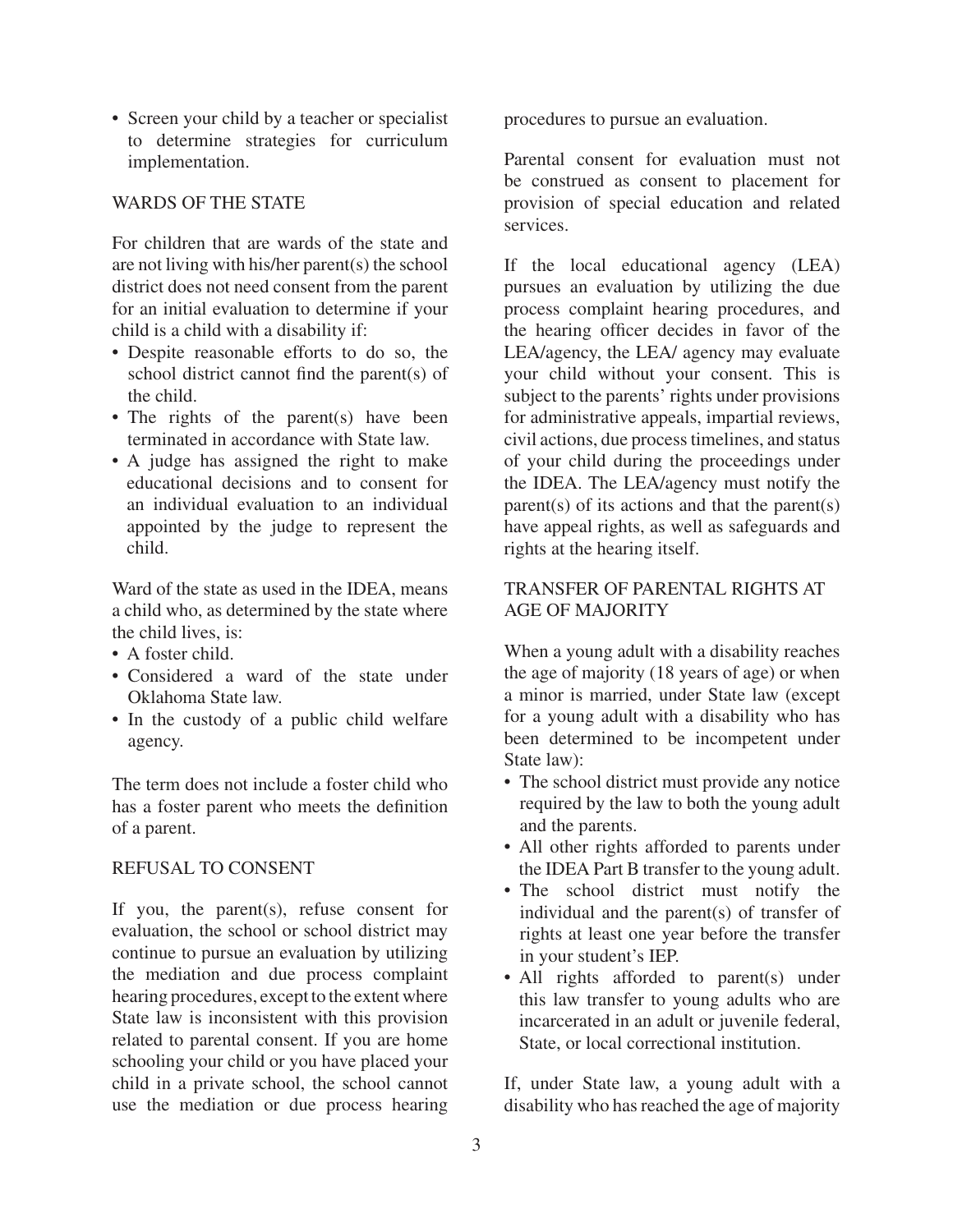- Screen your child by a teacher or specialist to determine strategies for curriculum implementation.

## WARDS OF THE STATE

For children that are wards of the state and are not living with his/her parent(s) the school district does not need consent from the parent for an initial evaluation to determine if your child is a child with a disability if:

- Despite reasonable efforts to do so, the school district cannot find the parent(s) of the child.
- The rights of the parent(s) have been terminated in accordance with State law.
- A judge has assigned the right to make educational decisions and to consent for an individual evaluation to an individual appointed by the judge to represent the child.

Ward of the state as used in the IDEA, means a child who, as determined by the state where the child lives, is:

- A foster child.
- Considered a ward of the state under Oklahoma State law.
- In the custody of a public child welfare agency.

The term does not include a foster child who has a foster parent who meets the definition of a parent.

## REFUSAL TO CONSENT

If you, the parent(s), refuse consent for evaluation, the school or school district may continue to pursue an evaluation by utilizing the mediation and due process complaint hearing procedures, except to the extent where State law is inconsistent with this provision related to parental consent. If you are home schooling your child or you have placed your child in a private school, the school cannot use the mediation or due process hearing procedures to pursue an evaluation.

Parental consent for evaluation must not be construed as consent to placement for provision of special education and related services.

If the local educational agency (LEA) pursues an evaluation by utilizing the due process complaint hearing procedures, and the hearing officer decides in favor of the LEA/agency, the LEA/ agency may evaluate your child without your consent. This is subject to the parents' rights under provisions for administrative appeals, impartial reviews, civil actions, due process timelines, and status of your child during the proceedings under the IDEA. The LEA/agency must notify the parent(s) of its actions and that the parent(s) have appeal rights, as well as safeguards and rights at the hearing itself.

## TRANSFER OF PARENTAL RIGHTS AT AGE OF MAJORITY

When a young adult with a disability reaches the age of majority (18 years of age) or when a minor is married, under State law (except for a young adult with a disability who has been determined to be incompetent under State law):

- The school district must provide any notice required by the law to both the young adult and the parents.
- All other rights afforded to parents under the IDEA Part B transfer to the young adult.
- The school district must notify the individual and the parent(s) of transfer of rights at least one year before the transfer in your student's IEP.
- All rights afforded to parent(s) under this law transfer to young adults who are incarcerated in an adult or juvenile federal, State, or local correctional institution.

If, under State law, a young adult with a disability who has reached the age of majority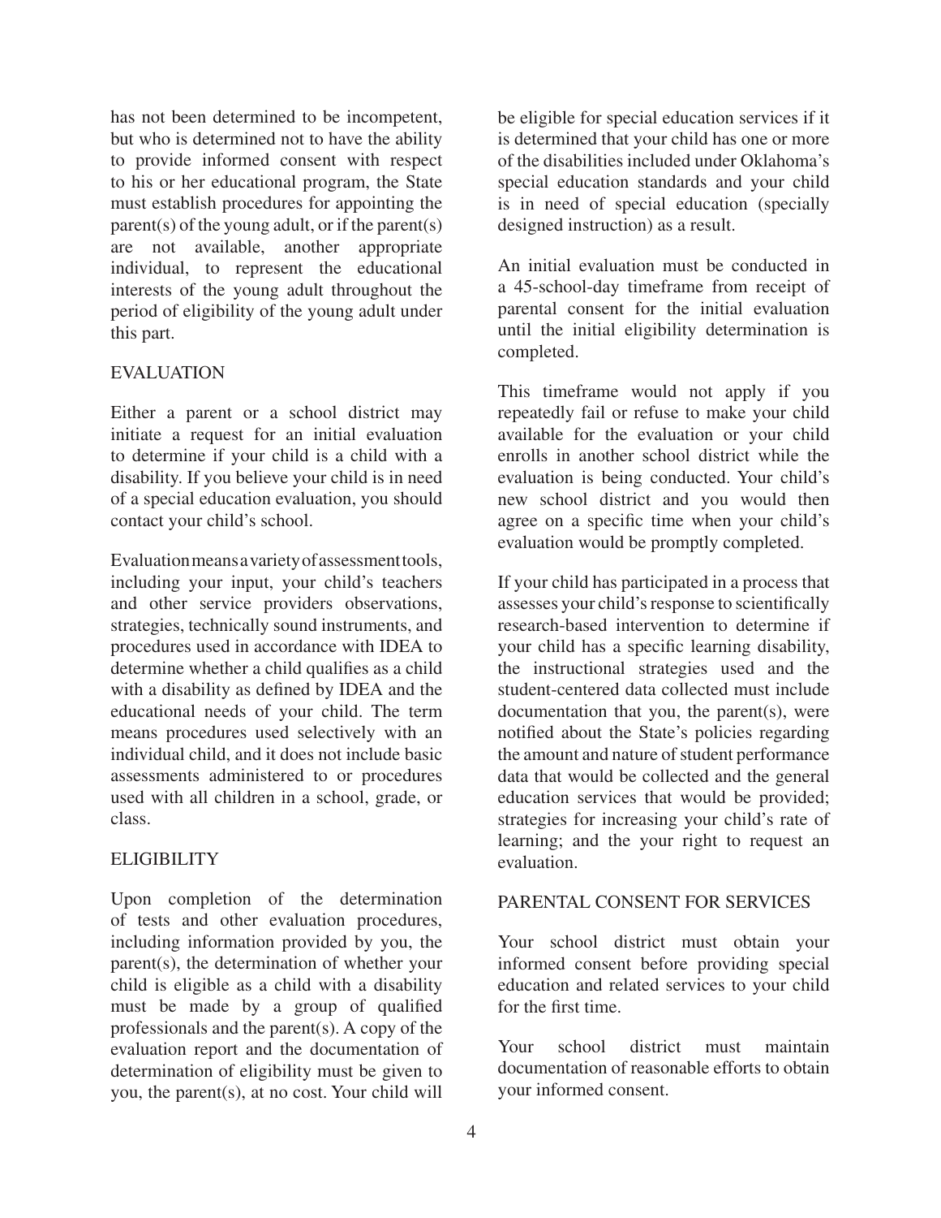has not been determined to be incompetent, but who is determined not to have the ability to provide informed consent with respect to his or her educational program, the State must establish procedures for appointing the parent(s) of the young adult, or if the parent(s) are not available, another appropriate individual, to represent the educational interests of the young adult throughout the period of eligibility of the young adult under this part.

## EVALUATION

Either a parent or a school district may initiate a request for an initial evaluation to determine if your child is a child with a disability. If you believe your child is in need of a special education evaluation, you should contact your child's school.

Evaluation means a variety of assessment tools, including your input, your child's teachers and other service providers observations, strategies, technically sound instruments, and procedures used in accordance with IDEA to determine whether a child qualifies as a child with a disability as defined by IDEA and the educational needs of your child. The term means procedures used selectively with an individual child, and it does not include basic assessments administered to or procedures used with all children in a school, grade, or class.

## ELIGIBILITY

Upon completion of the determination of tests and other evaluation procedures, including information provided by you, the parent(s), the determination of whether your child is eligible as a child with a disability must be made by a group of qualified professionals and the parent(s). A copy of the evaluation report and the documentation of determination of eligibility must be given to you, the parent(s), at no cost. Your child will be eligible for special education services if it is determined that your child has one or more of the disabilities included under Oklahoma's special education standards and your child is in need of special education (specially designed instruction) as a result.

An initial evaluation must be conducted in a 45-school-day timeframe from receipt of parental consent for the initial evaluation until the initial eligibility determination is completed.

This timeframe would not apply if you repeatedly fail or refuse to make your child available for the evaluation or your child enrolls in another school district while the evaluation is being conducted. Your child's new school district and you would then agree on a specific time when your child's evaluation would be promptly completed.

If your child has participated in a process that assesses your child's response to scientifically research-based intervention to determine if your child has a specific learning disability, the instructional strategies used and the student-centered data collected must include documentation that you, the parent(s), were notified about the State's policies regarding the amount and nature of student performance data that would be collected and the general education services that would be provided; strategies for increasing your child's rate of learning; and the your right to request an evaluation.

## PARENTAL CONSENT FOR SERVICES

Your school district must obtain your informed consent before providing special education and related services to your child for the first time.

Your school district must maintain documentation of reasonable efforts to obtain your informed consent.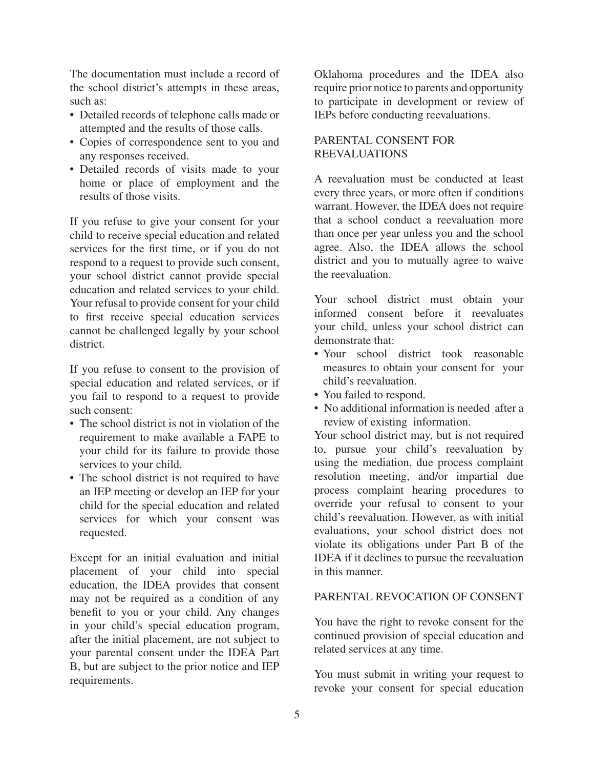The documentation must include a record of the school district's attempts in these areas, such as:

- Detailed records of telephone calls made or attempted and the results of those calls.
- Copies of correspondence sent to you and any responses received.
- Detailed records of visits made to your home or place of employment and the results of those visits.

If you refuse to give your consent for your child to receive special education and related services for the first time, or if you do not respond to a request to provide such consent, your school district cannot provide special education and related services to your child. Your refusal to provide consent for your child to first receive special education services cannot be challenged legally by your school district.

If you refuse to consent to the provision of special education and related services, or if you fail to respond to a request to provide such consent:

- The school district is not in violation of the requirement to make available a FAPE to your child for its failure to provide those services to your child.
- The school district is not required to have an IEP meeting or develop an IEP for your child for the special education and related services for which your consent was requested.

Except for an initial evaluation and initial placement of your child into special education, the IDEA provides that consent may not be required as a condition of any benefit to you or your child. Any changes in your child's special education program, after the initial placement, are not subject to your parental consent under the IDEA Part B, but are subject to the prior notice and IEP requirements.

Oklahoma procedures and the IDEA also require prior notice to parents and opportunity to participate in development or review of IEPs before conducting reevaluations.

## PARENTAL CONSENT FOR REEVALUATIONS

A reevaluation must be conducted at least every three years, or more often if conditions warrant. However, the IDEA does not require that a school conduct a reevaluation more than once per year unless you and the school agree. Also, the IDEA allows the school district and you to mutually agree to waive the reevaluation.

Your school district must obtain your informed consent before it reevaluates your child, unless your school district can demonstrate that:

- Your school district took reasonable measures to obtain your consent for your child's reevaluation.
- You failed to respond.
- No additional information is needed after a review of existing information.

Your school district may, but is not required to, pursue your child's reevaluation by using the mediation, due process complaint resolution meeting, and/or impartial due process complaint hearing procedures to override your refusal to consent to your child's reevaluation. However, as with initial evaluations, your school district does not violate its obligations under Part B of the IDEA if it declines to pursue the reevaluation in this manner.

## PARENTAL REVOCATION OF CONSENT

You have the right to revoke consent for the continued provision of special education and related services at any time.

You must submit in writing your request to revoke your consent for special education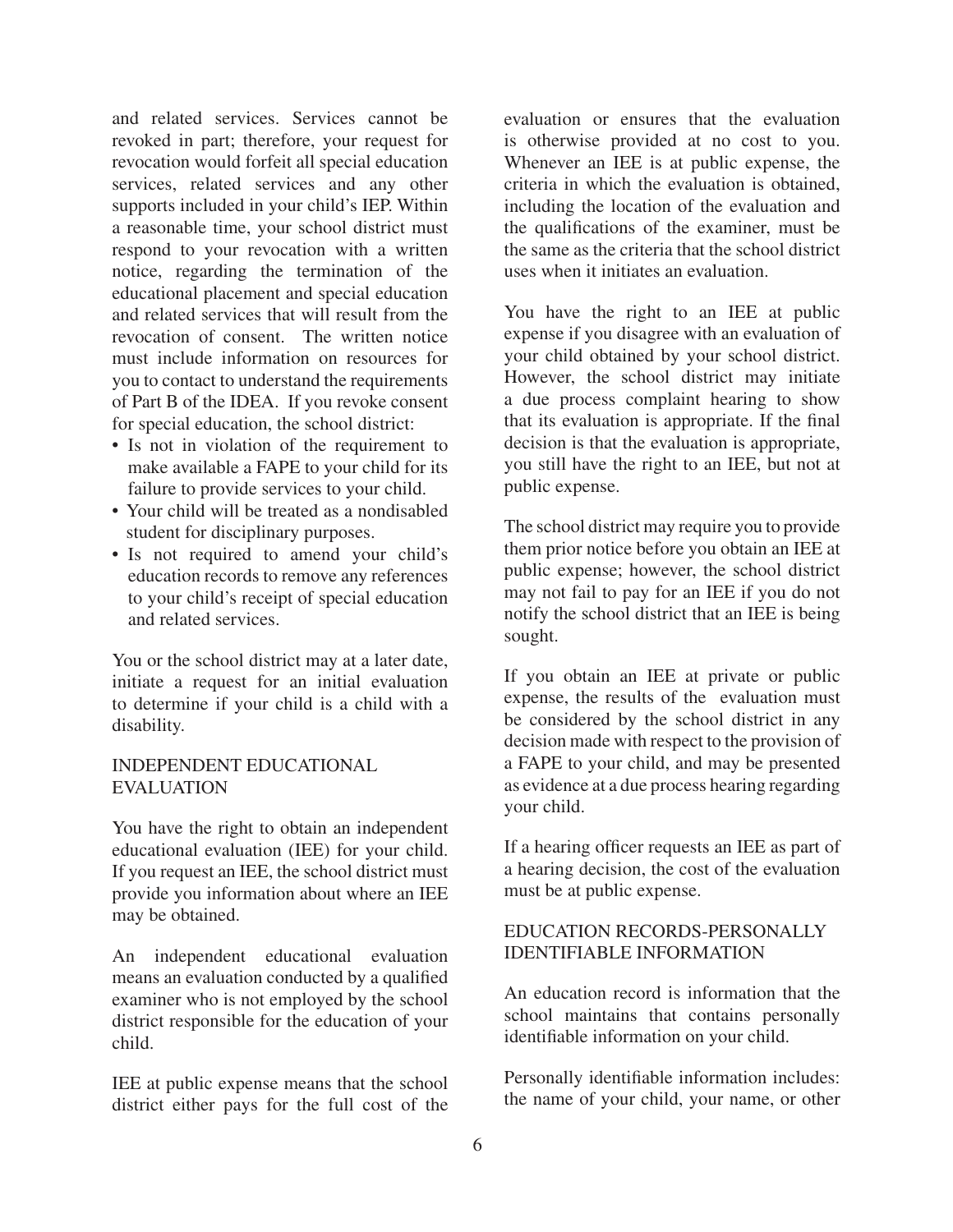and related services. Services cannot be revoked in part; therefore, your request for revocation would forfeit all special education services, related services and any other supports included in your child's IEP. Within a reasonable time, your school district must respond to your revocation with a written notice, regarding the termination of the educational placement and special education and related services that will result from the revocation of consent. The written notice must include information on resources for you to contact to understand the requirements of Part B of the IDEA. If you revoke consent for special education, the school district:

- Is not in violation of the requirement to make available a FAPE to your child for its failure to provide services to your child.
- Your child will be treated as a nondisabled student for disciplinary purposes.
- Is not required to amend your child's education records to remove any references to your child's receipt of special education and related services.

You or the school district may at a later date, initiate a request for an initial evaluation to determine if your child is a child with a disability.

## INDEPENDENT EDUCATIONAL EVALUATION

You have the right to obtain an independent educational evaluation (IEE) for your child. If you request an IEE, the school district must provide you information about where an IEE may be obtained.

An independent educational evaluation means an evaluation conducted by a qualified examiner who is not employed by the school district responsible for the education of your child.

IEE at public expense means that the school district either pays for the full cost of the evaluation or ensures that the evaluation is otherwise provided at no cost to you. Whenever an IEE is at public expense, the criteria in which the evaluation is obtained, including the location of the evaluation and the qualifications of the examiner, must be the same as the criteria that the school district uses when it initiates an evaluation.

You have the right to an IEE at public expense if you disagree with an evaluation of your child obtained by your school district. However, the school district may initiate a due process complaint hearing to show that its evaluation is appropriate. If the final decision is that the evaluation is appropriate, you still have the right to an IEE, but not at public expense.

The school district may require you to provide them prior notice before you obtain an IEE at public expense; however, the school district may not fail to pay for an IEE if you do not notify the school district that an IEE is being sought.

If you obtain an IEE at private or public expense, the results of the evaluation must be considered by the school district in any decision made with respect to the provision of a FAPE to your child, and may be presented as evidence at a due process hearing regarding your child.

If a hearing officer requests an IEE as part of a hearing decision, the cost of the evaluation must be at public expense.

## EDUCATION RECORDS-PERSONALLY IDENTIFIABLE INFORMATION

An education record is information that the school maintains that contains personally identifiable information on your child.

Personally identifiable information includes: the name of your child, your name, or other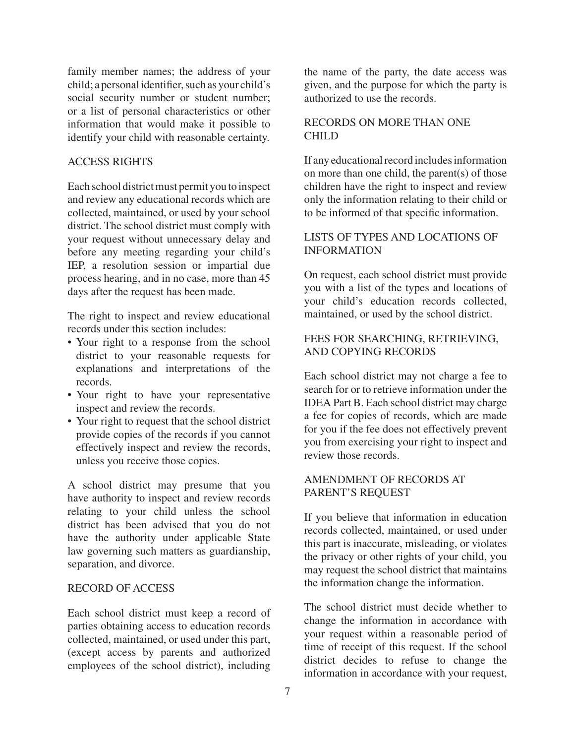family member names; the address of your child; a personal identifier, such as your child's social security number or student number; or a list of personal characteristics or other information that would make it possible to identify your child with reasonable certainty.

## ACCESS RIGHTS

Each school district must permit you to inspect and review any educational records which are collected, maintained, or used by your school district. The school district must comply with your request without unnecessary delay and before any meeting regarding your child's IEP, a resolution session or impartial due process hearing, and in no case, more than 45 days after the request has been made.

The right to inspect and review educational records under this section includes:

- Your right to a response from the school district to your reasonable requests for explanations and interpretations of the records.
- Your right to have your representative inspect and review the records.
- Your right to request that the school district provide copies of the records if you cannot effectively inspect and review the records, unless you receive those copies.

A school district may presume that you have authority to inspect and review records relating to your child unless the school district has been advised that you do not have the authority under applicable State law governing such matters as guardianship, separation, and divorce.

## RECORD OF ACCESS

Each school district must keep a record of parties obtaining access to education records collected, maintained, or used under this part, (except access by parents and authorized employees of the school district), including the name of the party, the date access was given, and the purpose for which the party is authorized to use the records.

## RECORDS ON MORE THAN ONE CHILD

If any educational record includes information on more than one child, the parent(s) of those children have the right to inspect and review only the information relating to their child or to be informed of that specific information.

## LISTS OF TYPES AND LOCATIONS OF INFORMATION

On request, each school district must provide you with a list of the types and locations of your child's education records collected, maintained, or used by the school district.

## FEES FOR SEARCHING, RETRIEVING, AND COPYING RECORDS

Each school district may not charge a fee to search for or to retrieve information under the IDEA Part B. Each school district may charge a fee for copies of records, which are made for you if the fee does not effectively prevent you from exercising your right to inspect and review those records.

## AMENDMENT OF RECORDS AT PARENT'S REQUEST

If you believe that information in education records collected, maintained, or used under this part is inaccurate, misleading, or violates the privacy or other rights of your child, you may request the school district that maintains the information change the information.

The school district must decide whether to change the information in accordance with your request within a reasonable period of time of receipt of this request. If the school district decides to refuse to change the information in accordance with your request,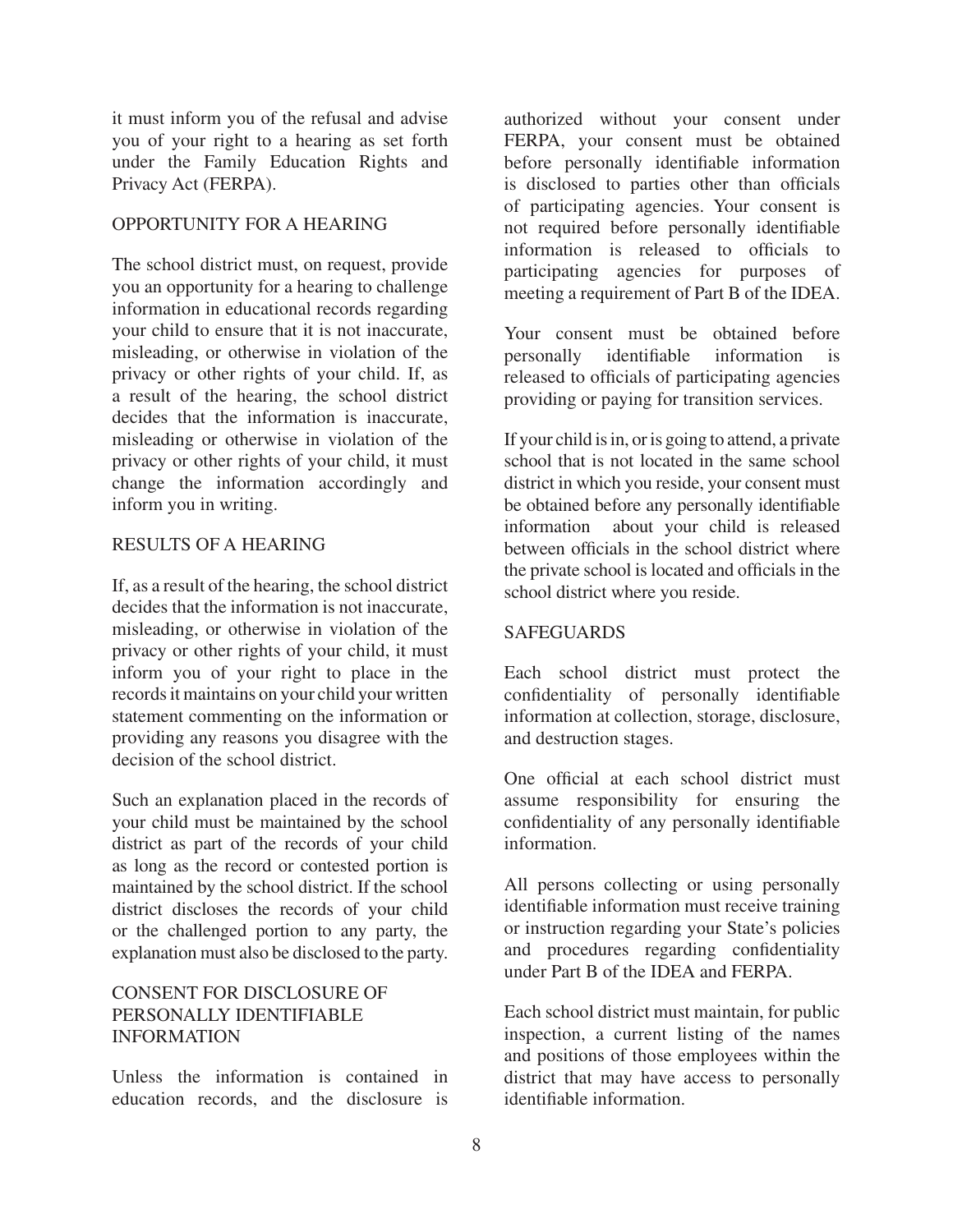it must inform you of the refusal and advise you of your right to a hearing as set forth under the Family Education Rights and Privacy Act (FERPA).

## OPPORTUNITY FOR A HEARING

The school district must, on request, provide you an opportunity for a hearing to challenge information in educational records regarding your child to ensure that it is not inaccurate, misleading, or otherwise in violation of the privacy or other rights of your child. If, as a result of the hearing, the school district decides that the information is inaccurate, misleading or otherwise in violation of the privacy or other rights of your child, it must change the information accordingly and inform you in writing.

## RESULTS OF A HEARING

If, as a result of the hearing, the school district decides that the information is not inaccurate, misleading, or otherwise in violation of the privacy or other rights of your child, it must inform you of your right to place in the records it maintains on your child your written statement commenting on the information or providing any reasons you disagree with the decision of the school district.

Such an explanation placed in the records of your child must be maintained by the school district as part of the records of your child as long as the record or contested portion is maintained by the school district. If the school district discloses the records of your child or the challenged portion to any party, the explanation must also be disclosed to the party.

## CONSENT FOR DISCLOSURE OF PERSONALLY IDENTIFIABLE INFORMATION

Unless the information is contained in education records, and the disclosure is authorized without your consent under FERPA, your consent must be obtained before personally identifiable information is disclosed to parties other than officials of participating agencies. Your consent is not required before personally identifiable information is released to officials to participating agencies for purposes of meeting a requirement of Part B of the IDEA.

Your consent must be obtained before personally identifiable information is released to officials of participating agencies providing or paying for transition services.

If your child is in, or is going to attend, a private school that is not located in the same school district in which you reside, your consent must be obtained before any personally identifiable information about your child is released between officials in the school district where the private school is located and officials in the school district where you reside.

## SAFEGUARDS

Each school district must protect the confidentiality of personally identifiable information at collection, storage, disclosure, and destruction stages.

One official at each school district must assume responsibility for ensuring the confidentiality of any personally identifiable information.

All persons collecting or using personally identifiable information must receive training or instruction regarding your State's policies and procedures regarding confidentiality under Part B of the IDEA and FERPA.

Each school district must maintain, for public inspection, a current listing of the names and positions of those employees within the district that may have access to personally identifiable information.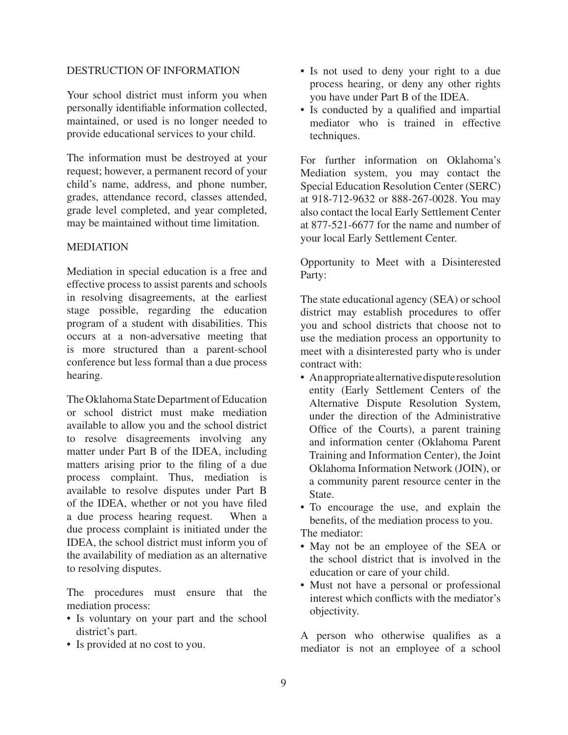## DESTRUCTION OF INFORMATION

Your school district must inform you when personally identifiable information collected, maintained, or used is no longer needed to provide educational services to your child.

The information must be destroyed at your request; however, a permanent record of your child's name, address, and phone number, grades, attendance record, classes attended, grade level completed, and year completed, may be maintained without time limitation.

## MEDIATION

Mediation in special education is a free and effective process to assist parents and schools in resolving disagreements, at the earliest stage possible, regarding the education program of a student with disabilities. This occurs at a non-adversative meeting that is more structured than a parent-school conference but less formal than a due process hearing.

The Oklahoma State Department of Education or school district must make mediation available to allow you and the school district to resolve disagreements involving any matter under Part B of the IDEA, including matters arising prior to the filing of a due process complaint. Thus, mediation is available to resolve disputes under Part B of the IDEA, whether or not you have filed a due process hearing request. When a due process complaint is initiated under the IDEA, the school district must inform you of the availability of mediation as an alternative to resolving disputes.

The procedures must ensure that the mediation process:

- Is voluntary on your part and the school district's part.
- Is provided at no cost to you.
- Is not used to deny your right to a due process hearing, or deny any other rights you have under Part B of the IDEA.
- Is conducted by a qualified and impartial mediator who is trained in effective techniques.

For further information on Oklahoma's Mediation system, you may contact the Special Education Resolution Center (SERC) at 918-712-9632 or 888-267-0028. You may also contact the local Early Settlement Center at 877-521-6677 for the name and number of your local Early Settlement Center.

Opportunity to Meet with a Disinterested Party:

The state educational agency (SEA) or school district may establish procedures to offer you and school districts that choose not to use the mediation process an opportunity to meet with a disinterested party who is under contract with:

- An appropriate alternative dispute resolution entity (Early Settlement Centers of the Alternative Dispute Resolution System, under the direction of the Administrative Office of the Courts), a parent training and information center (Oklahoma Parent Training and Information Center), the Joint Oklahoma Information Network (JOIN), or a community parent resource center in the State.
- To encourage the use, and explain the benefits, of the mediation process to you.

The mediator:

- May not be an employee of the SEA or the school district that is involved in the education or care of your child.
- Must not have a personal or professional interest which conflicts with the mediator's objectivity.

A person who otherwise qualifies as a mediator is not an employee of a school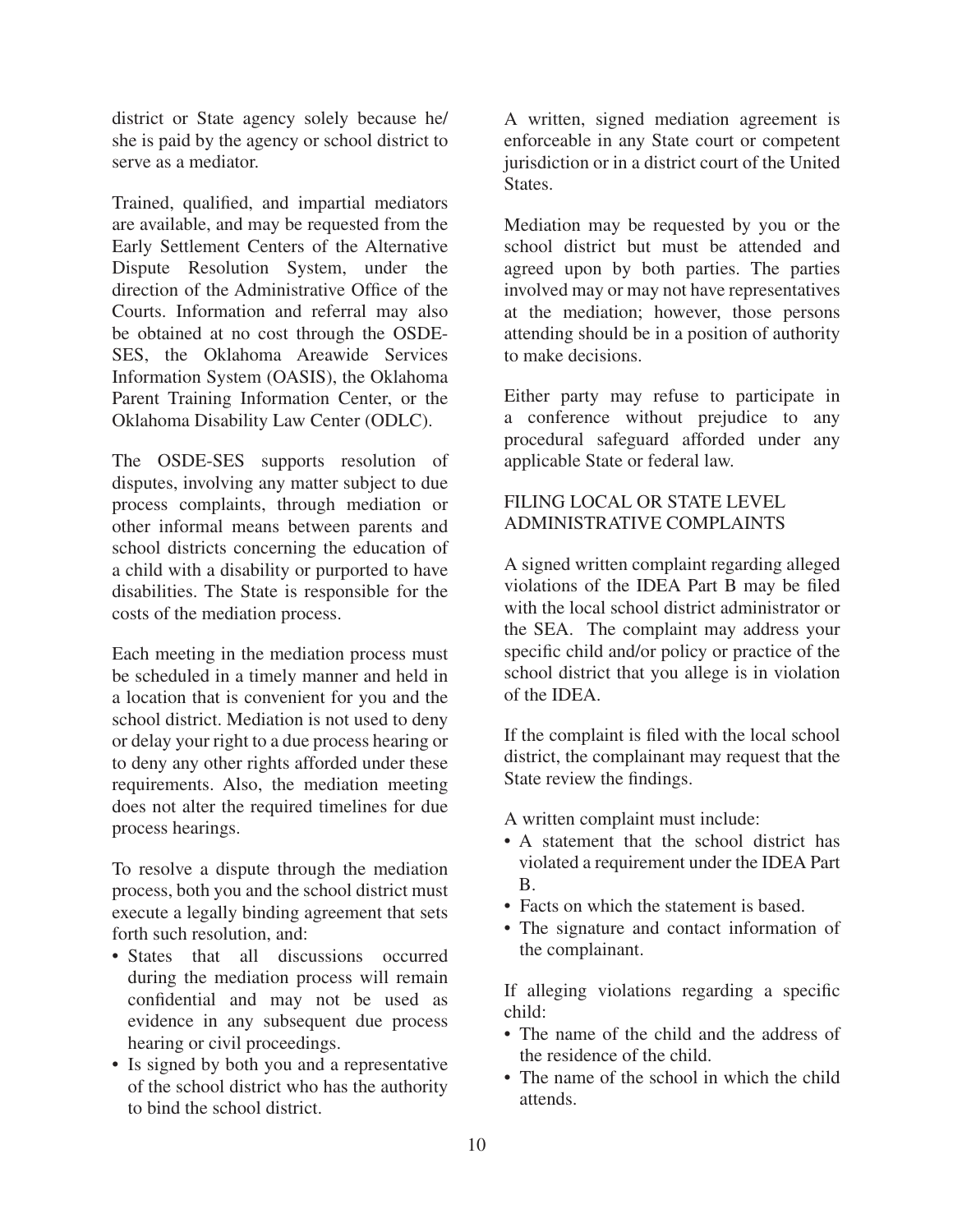district or State agency solely because he/she is paid by the agency or school district to serve as a mediator.

Trained, qualified, and impartial mediators are available, and may be requested from the Early Settlement Centers of the Alternative Dispute Resolution System, under the direction of the Administrative Office of the Courts. Information and referral may also be obtained at no cost through the OSDE-SES, the Oklahoma Areawide Services Information System (OASIS), the Oklahoma Parent Training Information Center, or the Oklahoma Disability Law Center (ODLC).

The OSDE-SES supports resolution of disputes, involving any matter subject to due process complaints, through mediation or other informal means between parents and school districts concerning the education of a child with a disability or purported to have disabilities. The State is responsible for the costs of the mediation process.

Each meeting in the mediation process must be scheduled in a timely manner and held in a location that is convenient for you and the school district. Mediation is not used to deny or delay your right to a due process hearing or to deny any other rights afforded under these requirements. Also, the mediation meeting does not alter the required timelines for due process hearings.

To resolve a dispute through the mediation process, both you and the school district must execute a legally binding agreement that sets forth such resolution, and:

- States that all discussions occurred during the mediation process will remain confidential and may not be used as evidence in any subsequent due process hearing or civil proceedings.
- Is signed by both you and a representative of the school district who has the authority to bind the school district.

A written, signed mediation agreement is enforceable in any State court or competent jurisdiction or in a district court of the United States.

Mediation may be requested by you or the school district but must be attended and agreed upon by both parties. The parties involved may or may not have representatives at the mediation; however, those persons attending should be in a position of authority to make decisions.

Either party may refuse to participate in a conference without prejudice to any procedural safeguard afforded under any applicable State or federal law.

## FILING LOCAL OR STATE LEVEL ADMINISTRATIVE COMPLAINTS

A signed written complaint regarding alleged violations of the IDEA Part B may be filed with the local school district administrator or the SEA. The complaint may address your specific child and/or policy or practice of the school district that you allege is in violation of the IDEA.

If the complaint is filed with the local school district, the complainant may request that the State review the findings.

A written complaint must include:

- A statement that the school district has violated a requirement under the IDEA Part B.
- Facts on which the statement is based.
- The signature and contact information of the complainant.

If alleging violations regarding a specific child:

- The name of the child and the address of the residence of the child.
- The name of the school in which the child attends.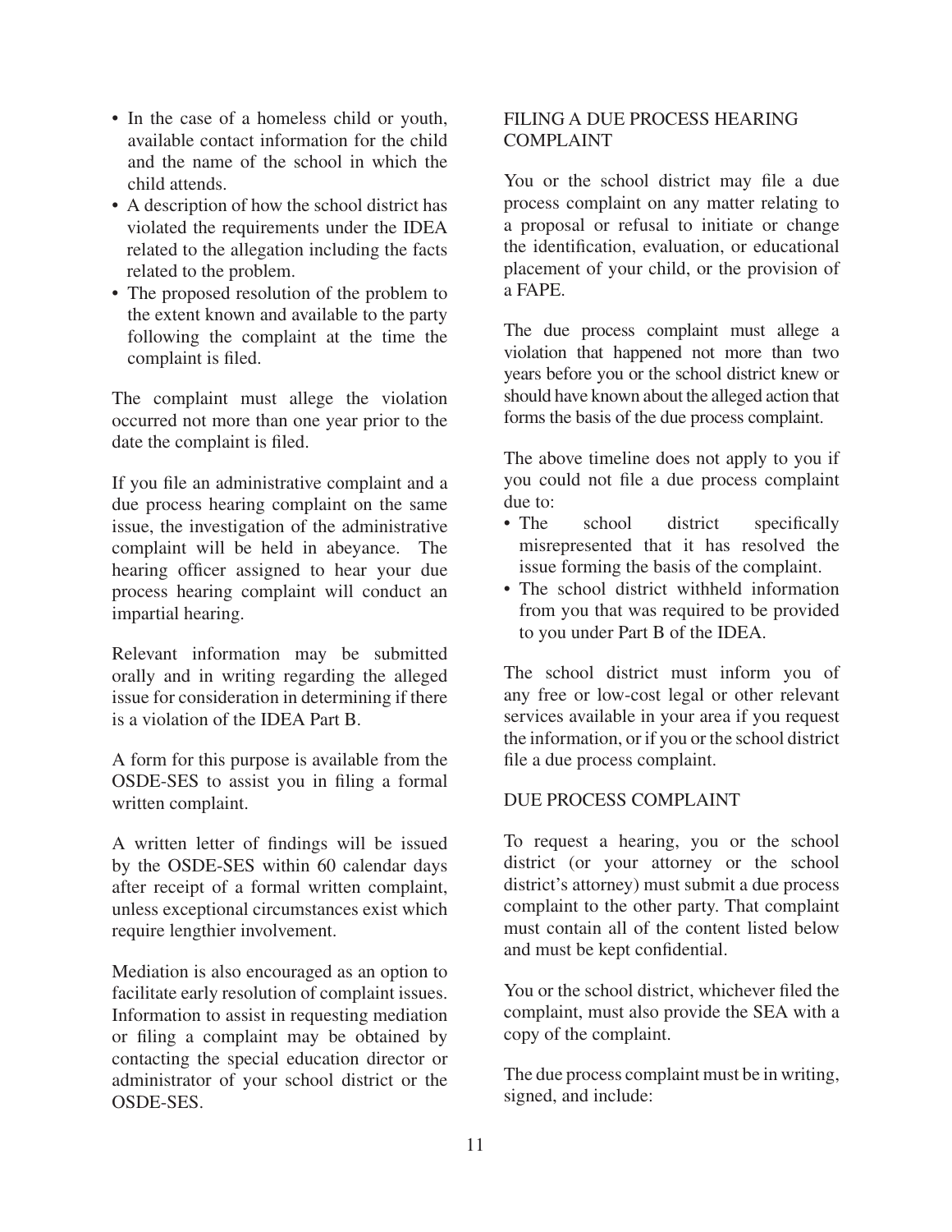- In the case of a homeless child or youth, available contact information for the child and the name of the school in which the child attends.
- A description of how the school district has violated the requirements under the IDEA related to the allegation including the facts related to the problem.
- The proposed resolution of the problem to the extent known and available to the party following the complaint at the time the complaint is filed.

The complaint must allege the violation occurred not more than one year prior to the date the complaint is filed.

If you file an administrative complaint and a due process hearing complaint on the same issue, the investigation of the administrative complaint will be held in abeyance. The hearing officer assigned to hear your due process hearing complaint will conduct an impartial hearing.

Relevant information may be submitted orally and in writing regarding the alleged issue for consideration in determining if there is a violation of the IDEA Part B.

A form for this purpose is available from the OSDE-SES to assist you in filing a formal written complaint.

A written letter of findings will be issued by the OSDE-SES within 60 calendar days after receipt of a formal written complaint, unless exceptional circumstances exist which require lengthier involvement.

Mediation is also encouraged as an option to facilitate early resolution of complaint issues. Information to assist in requesting mediation or filing a complaint may be obtained by contacting the special education director or administrator of your school district or the OSDE-SES.

## FILING A DUE PROCESS HEARING COMPLAINT

You or the school district may file a due process complaint on any matter relating to a proposal or refusal to initiate or change the identification, evaluation, or educational placement of your child, or the provision of a FAPE.

The due process complaint must allege a violation that happened not more than two years before you or the school district knew or should have known about the alleged action that forms the basis of the due process complaint.

The above timeline does not apply to you if you could not file a due process complaint due to:

- The school district specifically misrepresented that it has resolved the issue forming the basis of the complaint.
- The school district withheld information from you that was required to be provided to you under Part B of the IDEA.

The school district must inform you of any free or low-cost legal or other relevant services available in your area if you request the information, or if you or the school district file a due process complaint.

## DUE PROCESS COMPLAINT

To request a hearing, you or the school district (or your attorney or the school district's attorney) must submit a due process complaint to the other party. That complaint must contain all of the content listed below and must be kept confidential.

You or the school district, whichever filed the complaint, must also provide the SEA with a copy of the complaint.

The due process complaint must be in writing, signed, and include: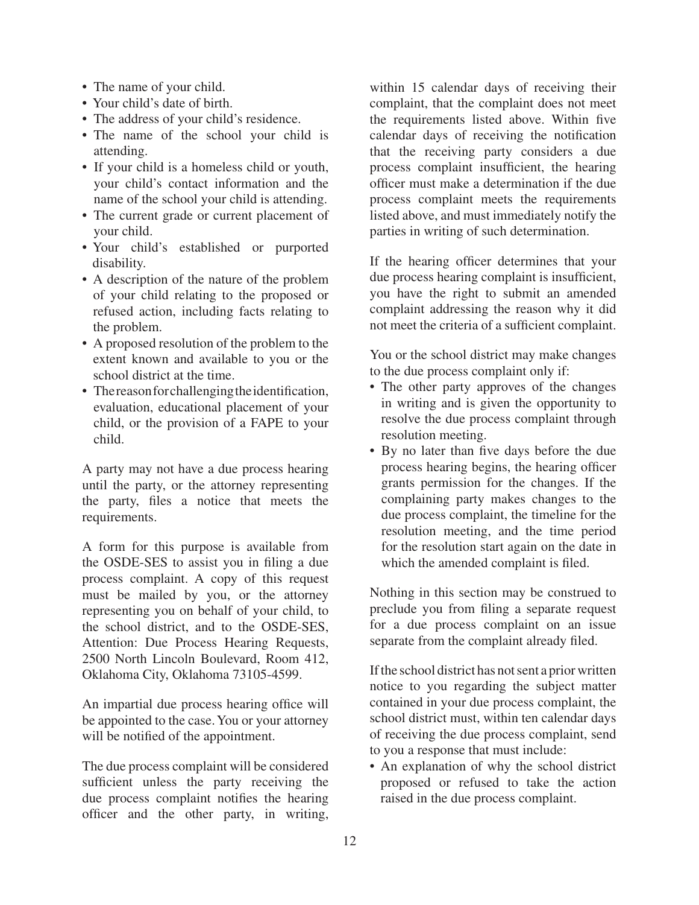- The name of your child.
- Your child's date of birth.
- The address of your child's residence.
- The name of the school your child is attending.
- If your child is a homeless child or youth, your child's contact information and the name of the school your child is attending.
- The current grade or current placement of your child.
- Your child's established or purported disability.
- A description of the nature of the problem of your child relating to the proposed or refused action, including facts relating to the problem.
- A proposed resolution of the problem to the extent known and available to you or the school district at the time.
- The reason for challenging the identification, evaluation, educational placement of your child, or the provision of a FAPE to your child.

A party may not have a due process hearing until the party, or the attorney representing the party, files a notice that meets the requirements.

A form for this purpose is available from the OSDE-SES to assist you in filing a due process complaint. A copy of this request must be mailed by you, or the attorney representing you on behalf of your child, to the school district, and to the OSDE-SES, Attention: Due Process Hearing Requests, 2500 North Lincoln Boulevard, Room 412, Oklahoma City, Oklahoma 73105-4599.

An impartial due process hearing office will be appointed to the case. You or your attorney will be notified of the appointment.

The due process complaint will be considered sufficient unless the party receiving the due process complaint notifies the hearing officer and the other party, in writing, within 15 calendar days of receiving their complaint, that the complaint does not meet the requirements listed above. Within five calendar days of receiving the notification that the receiving party considers a due process complaint insufficient, the hearing officer must make a determination if the due process complaint meets the requirements listed above, and must immediately notify the parties in writing of such determination.

If the hearing officer determines that your due process hearing complaint is insufficient, you have the right to submit an amended complaint addressing the reason why it did not meet the criteria of a sufficient complaint.

You or the school district may make changes to the due process complaint only if:

- The other party approves of the changes in writing and is given the opportunity to resolve the due process complaint through resolution meeting.
- By no later than five days before the due process hearing begins, the hearing officer grants permission for the changes. If the complaining party makes changes to the due process complaint, the timeline for the resolution meeting, and the time period for the resolution start again on the date in which the amended complaint is filed.

Nothing in this section may be construed to preclude you from filing a separate request for a due process complaint on an issue separate from the complaint already filed.

If the school district has not sent a prior written notice to you regarding the subject matter contained in your due process complaint, the school district must, within ten calendar days of receiving the due process complaint, send to you a response that must include:

- An explanation of why the school district proposed or refused to take the action raised in the due process complaint.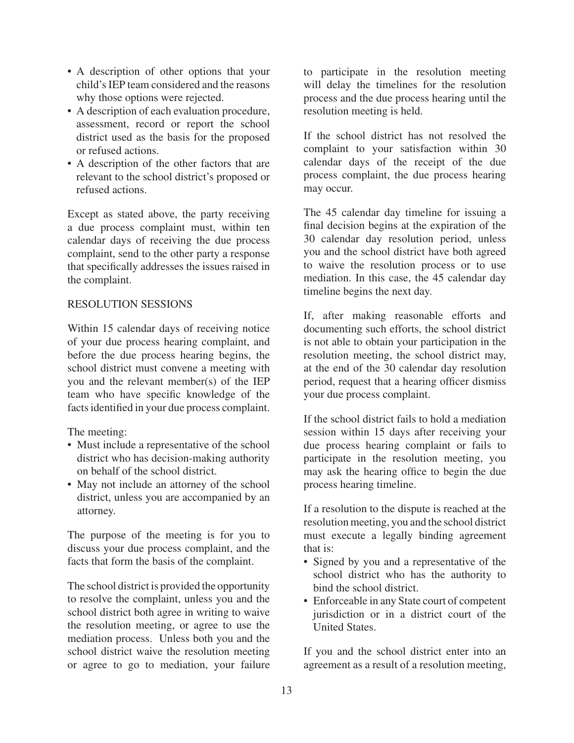- A description of other options that your child's IEP team considered and the reasons why those options were rejected.
- A description of each evaluation procedure, assessment, record or report the school district used as the basis for the proposed or refused actions.
- A description of the other factors that are relevant to the school district's proposed or refused actions.

Except as stated above, the party receiving a due process complaint must, within ten calendar days of receiving the due process complaint, send to the other party a response that specifically addresses the issues raised in the complaint.

## RESOLUTION SESSIONS

Within 15 calendar days of receiving notice of your due process hearing complaint, and before the due process hearing begins, the school district must convene a meeting with you and the relevant member(s) of the IEP team who have specific knowledge of the facts identified in your due process complaint.

The meeting:

- Must include a representative of the school district who has decision-making authority on behalf of the school district.
- May not include an attorney of the school district, unless you are accompanied by an attorney.

The purpose of the meeting is for you to discuss your due process complaint, and the facts that form the basis of the complaint.

The school district is provided the opportunity to resolve the complaint, unless you and the school district both agree in writing to waive the resolution meeting, or agree to use the mediation process. Unless both you and the school district waive the resolution meeting or agree to go to mediation, your failure to participate in the resolution meeting will delay the timelines for the resolution process and the due process hearing until the resolution meeting is held.

If the school district has not resolved the complaint to your satisfaction within 30 calendar days of the receipt of the due process complaint, the due process hearing may occur.

The 45 calendar day timeline for issuing a final decision begins at the expiration of the 30 calendar day resolution period, unless you and the school district have both agreed to waive the resolution process or to use mediation. In this case, the 45 calendar day timeline begins the next day.

If, after making reasonable efforts and documenting such efforts, the school district is not able to obtain your participation in the resolution meeting, the school district may, at the end of the 30 calendar day resolution period, request that a hearing officer dismiss your due process complaint.

If the school district fails to hold a mediation session within 15 days after receiving your due process hearing complaint or fails to participate in the resolution meeting, you may ask the hearing office to begin the due process hearing timeline.

If a resolution to the dispute is reached at the resolution meeting, you and the school district must execute a legally binding agreement that is:

- Signed by you and a representative of the school district who has the authority to bind the school district.
- Enforceable in any State court of competent jurisdiction or in a district court of the United States.

If you and the school district enter into an agreement as a result of a resolution meeting,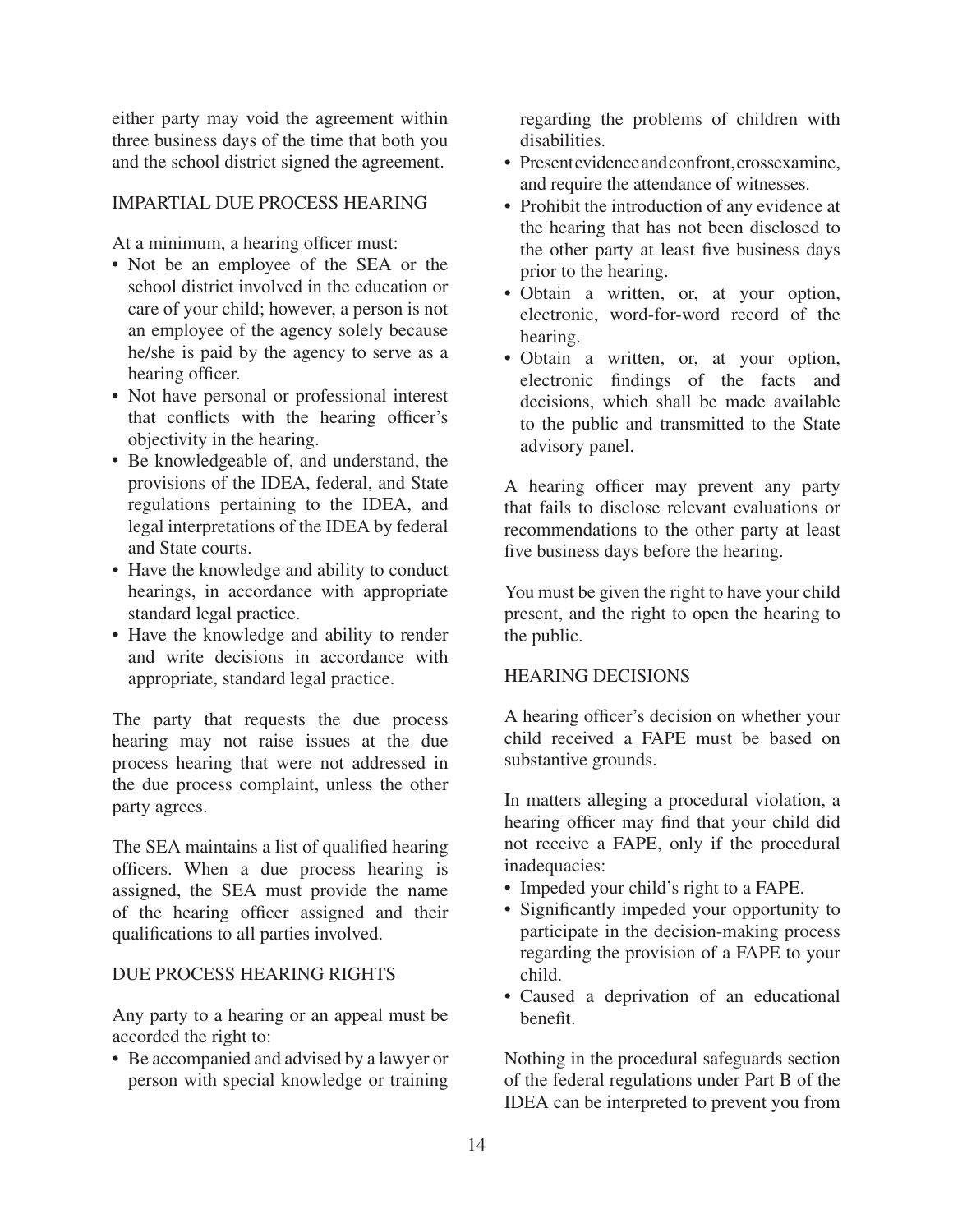either party may void the agreement within three business days of the time that both you and the school district signed the agreement.

## IMPARTIAL DUE PROCESS HEARING

At a minimum, a hearing officer must:

- Not be an employee of the SEA or the school district involved in the education or care of your child; however, a person is not an employee of the agency solely because he/she is paid by the agency to serve as a hearing officer.
- Not have personal or professional interest that conflicts with the hearing officer's objectivity in the hearing.
- Be knowledgeable of, and understand, the provisions of the IDEA, federal, and State regulations pertaining to the IDEA, and legal interpretations of the IDEA by federal and State courts.
- Have the knowledge and ability to conduct hearings, in accordance with appropriate standard legal practice.
- Have the knowledge and ability to render and write decisions in accordance with appropriate, standard legal practice.

The party that requests the due process hearing may not raise issues at the due process hearing that were not addressed in the due process complaint, unless the other party agrees.

The SEA maintains a list of qualified hearing officers. When a due process hearing is assigned, the SEA must provide the name of the hearing officer assigned and their qualifications to all parties involved.

## DUE PROCESS HEARING RIGHTS

Any party to a hearing or an appeal must be accorded the right to:

- Be accompanied and advised by a lawyer or person with special knowledge or training regarding the problems of children with disabilities.
- Present evidence and confront, cross examine, and require the attendance of witnesses.
- Prohibit the introduction of any evidence at the hearing that has not been disclosed to the other party at least five business days prior to the hearing.
- Obtain a written, or, at your option, electronic, word-for-word record of the hearing.
- Obtain a written, or, at your option, electronic findings of the facts and decisions, which shall be made available to the public and transmitted to the State advisory panel.

A hearing officer may prevent any party that fails to disclose relevant evaluations or recommendations to the other party at least five business days before the hearing.

You must be given the right to have your child present, and the right to open the hearing to the public.

## HEARING DECISIONS

A hearing officer's decision on whether your child received a FAPE must be based on substantive grounds.

In matters alleging a procedural violation, a hearing officer may find that your child did not receive a FAPE, only if the procedural inadequacies:

- Impeded your child's right to a FAPE.
- Significantly impeded your opportunity to participate in the decision-making process regarding the provision of a FAPE to your child.
- Caused a deprivation of an educational benefit.

Nothing in the procedural safeguards section of the federal regulations under Part B of the IDEA can be interpreted to prevent you from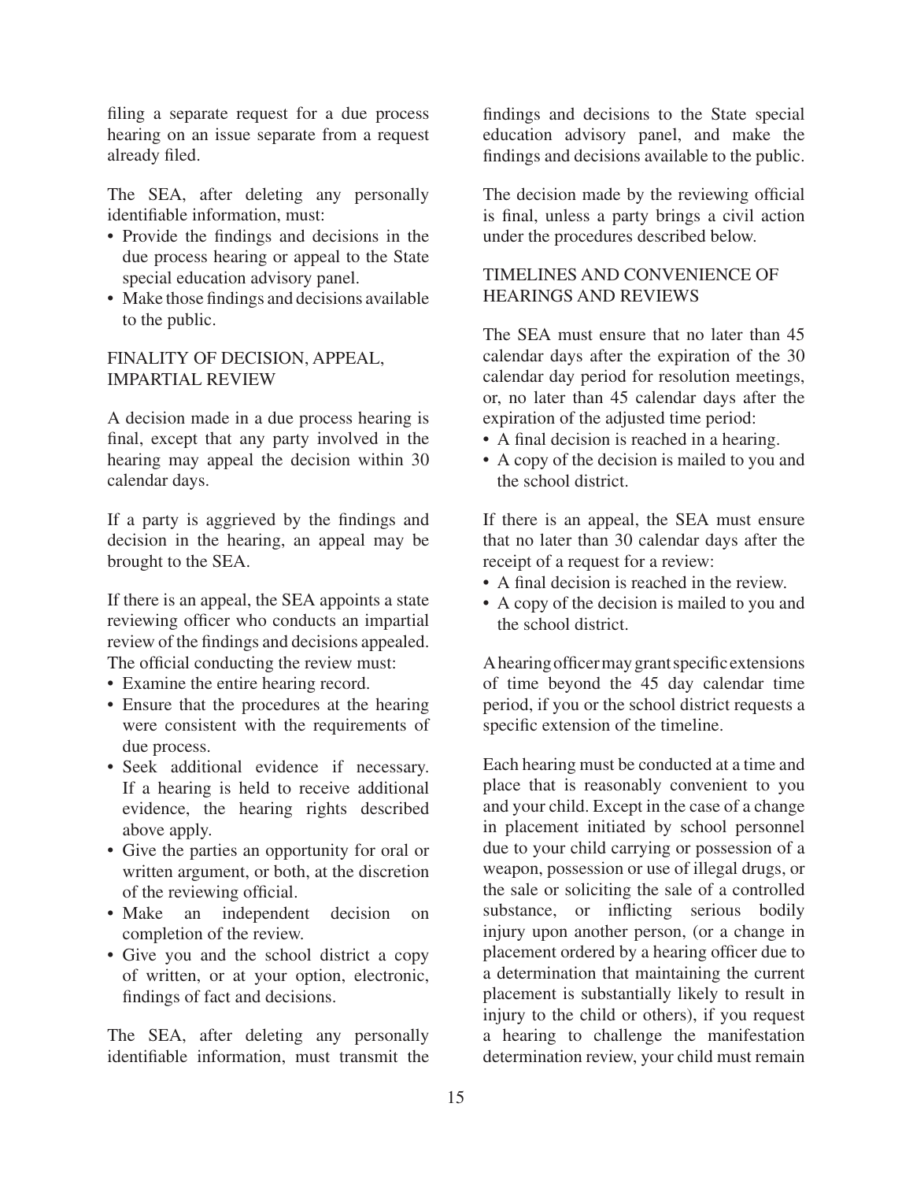filing a separate request for a due process hearing on an issue separate from a request already filed.

The SEA, after deleting any personally identifiable information, must:

- Provide the findings and decisions in the due process hearing or appeal to the State special education advisory panel.
- Make those findings and decisions available to the public.

## FINALITY OF DECISION, APPEAL, IMPARTIAL REVIEW

A decision made in a due process hearing is final, except that any party involved in the hearing may appeal the decision within 30 calendar days.

If a party is aggrieved by the findings and decision in the hearing, an appeal may be brought to the SEA.

If there is an appeal, the SEA appoints a state reviewing officer who conducts an impartial review of the findings and decisions appealed. The official conducting the review must:

- Examine the entire hearing record.
- Ensure that the procedures at the hearing were consistent with the requirements of due process.
- Seek additional evidence if necessary. If a hearing is held to receive additional evidence, the hearing rights described above apply.
- Give the parties an opportunity for oral or written argument, or both, at the discretion of the reviewing official.
- Make an independent decision on completion of the review.
- Give you and the school district a copy of written, or at your option, electronic, findings of fact and decisions.

The SEA, after deleting any personally identifiable information, must transmit the findings and decisions to the State special education advisory panel, and make the findings and decisions available to the public.

The decision made by the reviewing official is final, unless a party brings a civil action under the procedures described below.

## TIMELINES AND CONVENIENCE OF HEARINGS AND REVIEWS

The SEA must ensure that no later than 45 calendar days after the expiration of the 30 calendar day period for resolution meetings, or, no later than 45 calendar days after the expiration of the adjusted time period:

- A final decision is reached in a hearing.
- A copy of the decision is mailed to you and the school district.

If there is an appeal, the SEA must ensure that no later than 30 calendar days after the receipt of a request for a review:

- A final decision is reached in the review.
- A copy of the decision is mailed to you and the school district.

A hearing officer may grant specific extensions of time beyond the 45 day calendar time period, if you or the school district requests a specific extension of the timeline.

Each hearing must be conducted at a time and place that is reasonably convenient to you and your child. Except in the case of a change in placement initiated by school personnel due to your child carrying or possession of a weapon, possession or use of illegal drugs, or the sale or soliciting the sale of a controlled substance, or inflicting serious bodily injury upon another person, (or a change in placement ordered by a hearing officer due to a determination that maintaining the current placement is substantially likely to result in injury to the child or others), if you request a hearing to challenge the manifestation determination review, your child must remain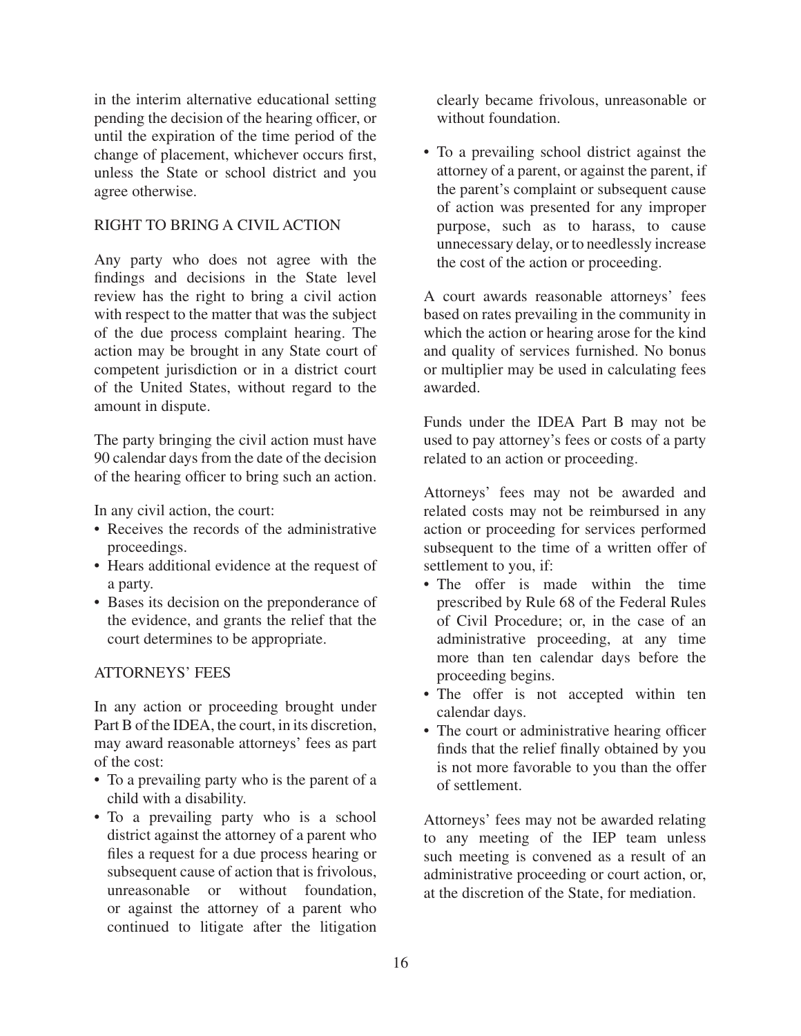in the interim alternative educational setting pending the decision of the hearing officer, or until the expiration of the time period of the change of placement, whichever occurs first, unless the State or school district and you agree otherwise.

## RIGHT TO BRING A CIVIL ACTION

Any party who does not agree with the findings and decisions in the State level review has the right to bring a civil action with respect to the matter that was the subject of the due process complaint hearing. The action may be brought in any State court of competent jurisdiction or in a district court of the United States, without regard to the amount in dispute.

The party bringing the civil action must have 90 calendar days from the date of the decision of the hearing officer to bring such an action.

In any civil action, the court:

- Receives the records of the administrative proceedings.
- Hears additional evidence at the request of a party.
- Bases its decision on the preponderance of the evidence, and grants the relief that the court determines to be appropriate.

## ATTORNEYS' FEES

In any action or proceeding brought under Part B of the IDEA, the court, in its discretion, may award reasonable attorneys' fees as part of the cost:

- To a prevailing party who is the parent of a child with a disability.
- To a prevailing party who is a school district against the attorney of a parent who files a request for a due process hearing or subsequent cause of action that is frivolous, unreasonable or without foundation, or against the attorney of a parent who continued to litigate after the litigation clearly became frivolous, unreasonable or without foundation.
- To a prevailing school district against the attorney of a parent, or against the parent, if the parent's complaint or subsequent cause of action was presented for any improper purpose, such as to harass, to cause unnecessary delay, or to needlessly increase the cost of the action or proceeding.

A court awards reasonable attorneys' fees based on rates prevailing in the community in which the action or hearing arose for the kind and quality of services furnished. No bonus or multiplier may be used in calculating fees awarded.

Funds under the IDEA Part B may not be used to pay attorney's fees or costs of a party related to an action or proceeding.

Attorneys' fees may not be awarded and related costs may not be reimbursed in any action or proceeding for services performed subsequent to the time of a written offer of settlement to you, if:

- The offer is made within the time prescribed by Rule 68 of the Federal Rules of Civil Procedure; or, in the case of an administrative proceeding, at any time more than ten calendar days before the proceeding begins.
- The offer is not accepted within ten calendar days.
- The court or administrative hearing officer finds that the relief finally obtained by you is not more favorable to you than the offer of settlement.

Attorneys' fees may not be awarded relating to any meeting of the IEP team unless such meeting is convened as a result of an administrative proceeding or court action, or, at the discretion of the State, for mediation.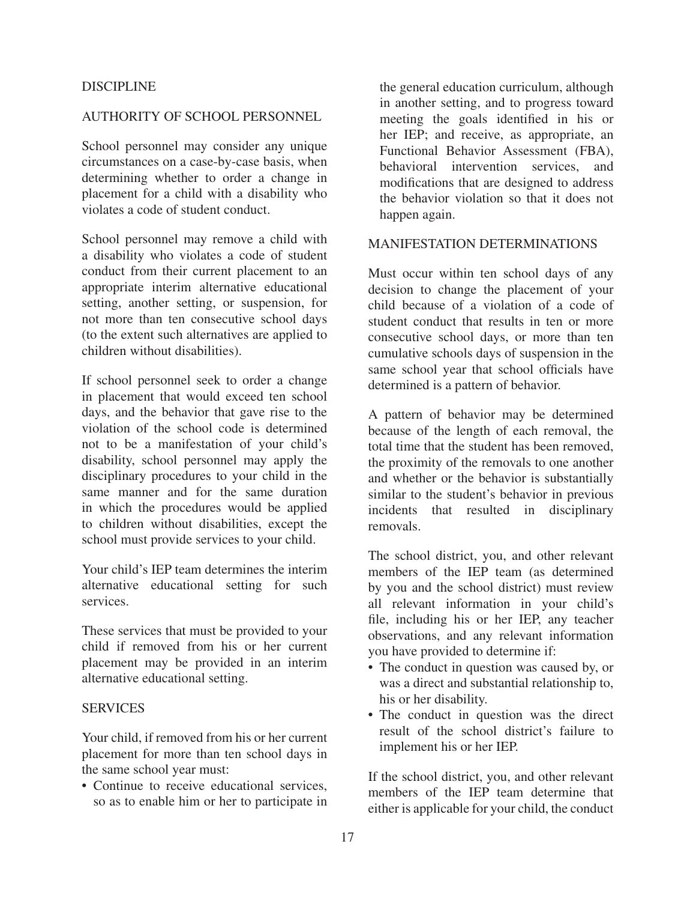## DISCIPLINE

### AUTHORITY OF SCHOOL PERSONNEL

School personnel may consider any unique circumstances on a case-by-case basis, when determining whether to order a change in placement for a child with a disability who violates a code of student conduct.

School personnel may remove a child with a disability who violates a code of student conduct from their current placement to an appropriate interim alternative educational setting, another setting, or suspension, for not more than ten consecutive school days (to the extent such alternatives are applied to children without disabilities).

If school personnel seek to order a change in placement that would exceed ten school days, and the behavior that gave rise to the violation of the school code is determined not to be a manifestation of your child's disability, school personnel may apply the disciplinary procedures to your child in the same manner and for the same duration in which the procedures would be applied to children without disabilities, except the school must provide services to your child.

Your child's IEP team determines the interim alternative educational setting for such services.

These services that must be provided to your child if removed from his or her current placement may be provided in an interim alternative educational setting.

### SERVICES

Your child, if removed from his or her current placement for more than ten school days in the same school year must:

- Continue to receive educational services, so as to enable him or her to participate in the general education curriculum, although in another setting, and to progress toward meeting the goals identified in his or her IEP; and receive, as appropriate, an Functional Behavior Assessment (FBA), behavioral intervention services, and modifications that are designed to address the behavior violation so that it does not happen again.

### MANIFESTATION DETERMINATIONS

Must occur within ten school days of any decision to change the placement of your child because of a violation of a code of student conduct that results in ten or more consecutive school days, or more than ten cumulative schools days of suspension in the same school year that school officials have determined is a pattern of behavior.

A pattern of behavior may be determined because of the length of each removal, the total time that the student has been removed, the proximity of the removals to one another and whether or the behavior is substantially similar to the student's behavior in previous incidents that resulted in disciplinary removals.

The school district, you, and other relevant members of the IEP team (as determined by you and the school district) must review all relevant information in your child's file, including his or her IEP, any teacher observations, and any relevant information you have provided to determine if:

- The conduct in question was caused by, or was a direct and substantial relationship to, his or her disability.
- The conduct in question was the direct result of the school district's failure to implement his or her IEP.

If the school district, you, and other relevant members of the IEP team determine that either is applicable for your child, the conduct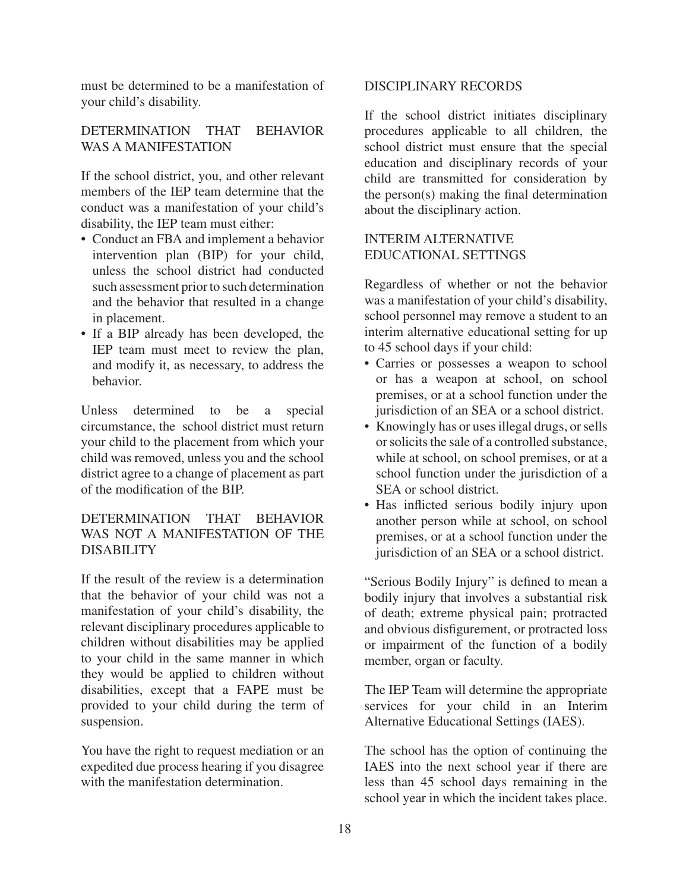must be determined to be a manifestation of your child's disability.

## DETERMINATION THAT BEHAVIOR WAS A MANIFESTATION

If the school district, you, and other relevant members of the IEP team determine that the conduct was a manifestation of your child's disability, the IEP team must either:

- Conduct an FBA and implement a behavior intervention plan (BIP) for your child, unless the school district had conducted such assessment prior to such determination and the behavior that resulted in a change in placement.
- If a BIP already has been developed, the IEP team must meet to review the plan, and modify it, as necessary, to address the behavior.

Unless determined to be a special circumstance, the school district must return your child to the placement from which your child was removed, unless you and the school district agree to a change of placement as part of the modification of the BIP.

## DETERMINATION THAT BEHAVIOR WAS NOT A MANIFESTATION OF THE DISABILITY

If the result of the review is a determination that the behavior of your child was not a manifestation of your child's disability, the relevant disciplinary procedures applicable to children without disabilities may be applied to your child in the same manner in which they would be applied to children without disabilities, except that a FAPE must be provided to your child during the term of suspension.

You have the right to request mediation or an expedited due process hearing if you disagree with the manifestation determination.

## DISCIPLINARY RECORDS

If the school district initiates disciplinary procedures applicable to all children, the school district must ensure that the special education and disciplinary records of your child are transmitted for consideration by the person(s) making the final determination about the disciplinary action.

## INTERIM ALTERNATIVE EDUCATIONAL SETTINGS

Regardless of whether or not the behavior was a manifestation of your child's disability, school personnel may remove a student to an interim alternative educational setting for up to 45 school days if your child:

- Carries or possesses a weapon to school or has a weapon at school, on school premises, or at a school function under the jurisdiction of an SEA or a school district.
- Knowingly has or uses illegal drugs, or sells or solicits the sale of a controlled substance, while at school, on school premises, or at a school function under the jurisdiction of a SEA or school district.
- Has inflicted serious bodily injury upon another person while at school, on school premises, or at a school function under the jurisdiction of an SEA or a school district.

"Serious Bodily Injury" is defined to mean a bodily injury that involves a substantial risk of death; extreme physical pain; protracted and obvious disfigurement, or protracted loss or impairment of the function of a bodily member, organ or faculty.

The IEP Team will determine the appropriate services for your child in an Interim Alternative Educational Settings (IAES).

The school has the option of continuing the IAES into the next school year if there are less than 45 school days remaining in the school year in which the incident takes place.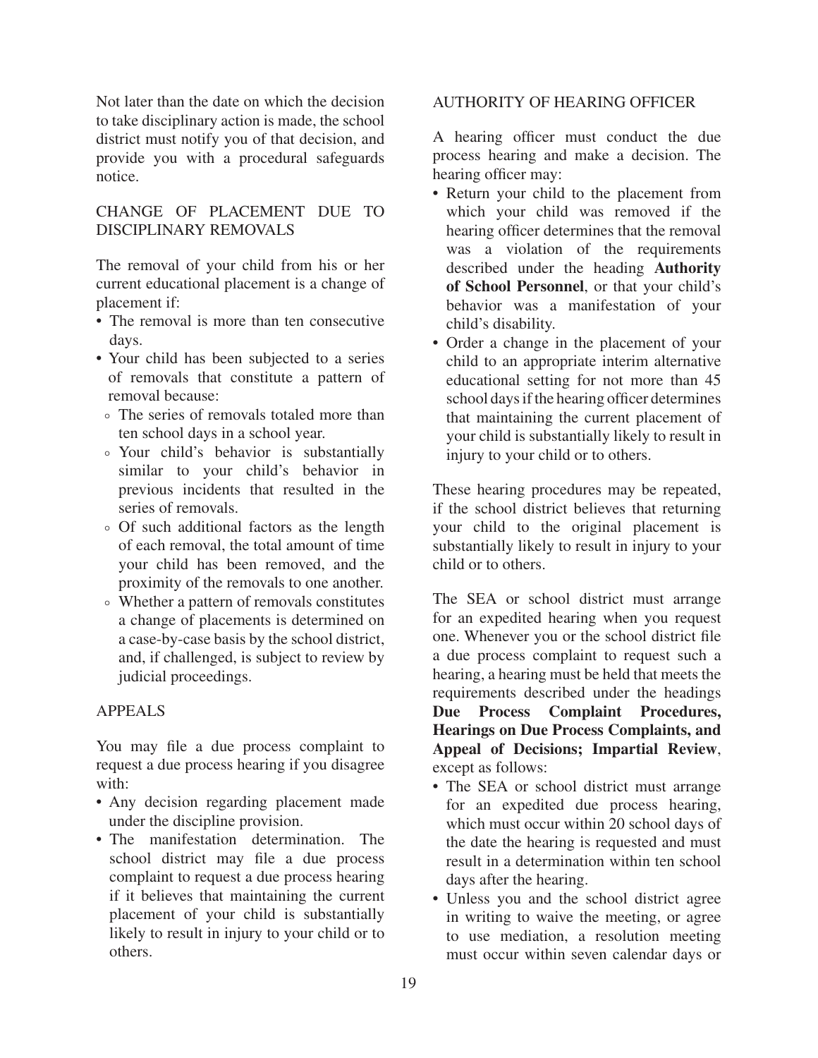Not later than the date on which the decision to take disciplinary action is made, the school district must notify you of that decision, and provide you with a procedural safeguards notice.

## CHANGE OF PLACEMENT DUE TO DISCIPLINARY REMOVALS

The removal of your child from his or her current educational placement is a change of placement if:

- The removal is more than ten consecutive days.
- Your child has been subjected to a series of removals that constitute a pattern of removal because:
  - The series of removals totaled more than ten school days in a school year.
  - Your child's behavior is substantially similar to your child's behavior in previous incidents that resulted in the series of removals.
  - Of such additional factors as the length of each removal, the total amount of time your child has been removed, and the proximity of the removals to one another.
  - Whether a pattern of removals constitutes a change of placements is determined on a case-by-case basis by the school district, and, if challenged, is subject to review by judicial proceedings.

## APPEALS

You may file a due process complaint to request a due process hearing if you disagree with:

- Any decision regarding placement made under the discipline provision.
- The manifestation determination. The school district may file a due process complaint to request a due process hearing if it believes that maintaining the current placement of your child is substantially likely to result in injury to your child or to others.

## AUTHORITY OF HEARING OFFICER

A hearing officer must conduct the due process hearing and make a decision. The hearing officer may:

- Return your child to the placement from which your child was removed if the hearing officer determines that the removal was a violation of the requirements described under the heading **Authority of School Personnel**, or that your child's behavior was a manifestation of your child's disability.
- Order a change in the placement of your child to an appropriate interim alternative educational setting for not more than 45 school days if the hearing officer determines that maintaining the current placement of your child is substantially likely to result in injury to your child or to others.

These hearing procedures may be repeated, if the school district believes that returning your child to the original placement is substantially likely to result in injury to your child or to others.

The SEA or school district must arrange for an expedited hearing when you request one. Whenever you or the school district file a due process complaint to request such a hearing, a hearing must be held that meets the requirements described under the headings **Due Process Complaint Procedures, Hearings on Due Process Complaints, and Appeal of Decisions; Impartial Review**, except as follows:

- The SEA or school district must arrange for an expedited due process hearing, which must occur within 20 school days of the date the hearing is requested and must result in a determination within ten school days after the hearing.
- Unless you and the school district agree in writing to waive the meeting, or agree to use mediation, a resolution meeting must occur within seven calendar days or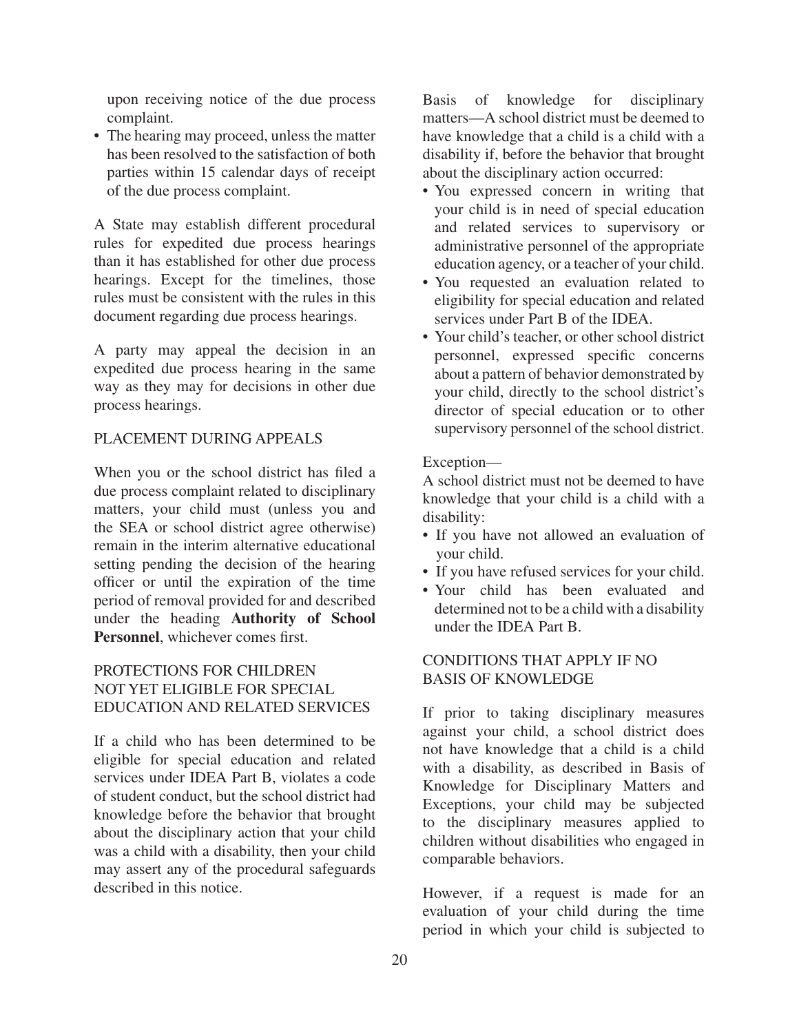upon receiving notice of the due process complaint.

- The hearing may proceed, unless the matter has been resolved to the satisfaction of both parties within 15 calendar days of receipt of the due process complaint.

A State may establish different procedural rules for expedited due process hearings than it has established for other due process hearings. Except for the timelines, those rules must be consistent with the rules in this document regarding due process hearings.

A party may appeal the decision in an expedited due process hearing in the same way as they may for decisions in other due process hearings.

## PLACEMENT DURING APPEALS

When you or the school district has filed a due process complaint related to disciplinary matters, your child must (unless you and the SEA or school district agree otherwise) remain in the interim alternative educational setting pending the decision of the hearing officer or until the expiration of the time period of removal provided for and described under the heading **Authority of School Personnel**, whichever comes first.

## PROTECTIONS FOR CHILDREN NOT YET ELIGIBLE FOR SPECIAL EDUCATION AND RELATED SERVICES

If a child who has been determined to be eligible for special education and related services under IDEA Part B, violates a code of student conduct, but the school district had knowledge before the behavior that brought about the disciplinary action that your child was a child with a disability, then your child may assert any of the procedural safeguards described in this notice.

Basis of knowledge for disciplinary matters—A school district must be deemed to have knowledge that a child is a child with a disability if, before the behavior that brought about the disciplinary action occurred:

- You expressed concern in writing that your child is in need of special education and related services to supervisory or administrative personnel of the appropriate education agency, or a teacher of your child.
- You requested an evaluation related to eligibility for special education and related services under Part B of the IDEA.
- Your child's teacher, or other school district personnel, expressed specific concerns about a pattern of behavior demonstrated by your child, directly to the school district's director of special education or to other supervisory personnel of the school district.

Exception—

A school district must not be deemed to have knowledge that your child is a child with a disability:

- If you have not allowed an evaluation of your child.
- If you have refused services for your child.
- Your child has been evaluated and determined not to be a child with a disability under the IDEA Part B.

## CONDITIONS THAT APPLY IF NO BASIS OF KNOWLEDGE

If prior to taking disciplinary measures against your child, a school district does not have knowledge that a child is a child with a disability, as described in Basis of Knowledge for Disciplinary Matters and Exceptions, your child may be subjected to the disciplinary measures applied to children without disabilities who engaged in comparable behaviors.

However, if a request is made for an evaluation of your child during the time period in which your child is subjected to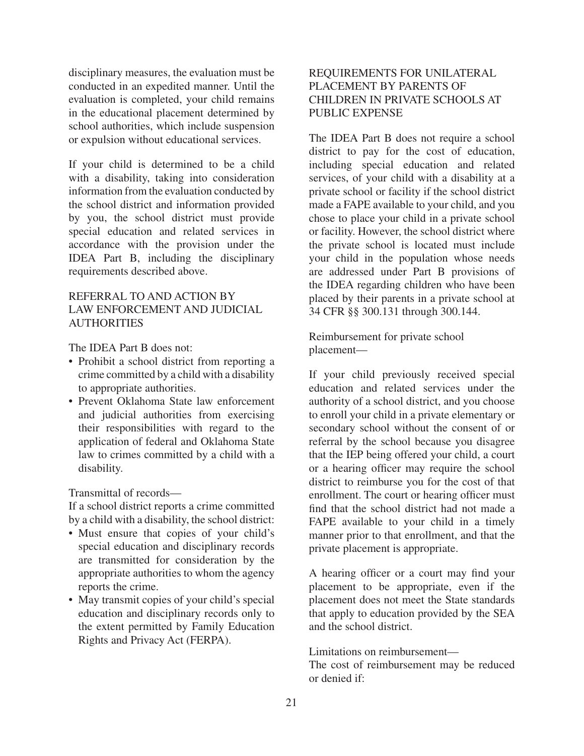disciplinary measures, the evaluation must be conducted in an expedited manner. Until the evaluation is completed, your child remains in the educational placement determined by school authorities, which include suspension or expulsion without educational services.

If your child is determined to be a child with a disability, taking into consideration information from the evaluation conducted by the school district and information provided by you, the school district must provide special education and related services in accordance with the provision under the IDEA Part B, including the disciplinary requirements described above.

## REFERRAL TO AND ACTION BY LAW ENFORCEMENT AND JUDICIAL AUTHORITIES

The IDEA Part B does not:

- Prohibit a school district from reporting a crime committed by a child with a disability to appropriate authorities.
- Prevent Oklahoma State law enforcement and judicial authorities from exercising their responsibilities with regard to the application of federal and Oklahoma State law to crimes committed by a child with a disability.

Transmittal of records—

If a school district reports a crime committed by a child with a disability, the school district:

- Must ensure that copies of your child's special education and disciplinary records are transmitted for consideration by the appropriate authorities to whom the agency reports the crime.
- May transmit copies of your child's special education and disciplinary records only to the extent permitted by Family Education Rights and Privacy Act (FERPA).

## REQUIREMENTS FOR UNILATERAL PLACEMENT BY PARENTS OF CHILDREN IN PRIVATE SCHOOLS AT PUBLIC EXPENSE

The IDEA Part B does not require a school district to pay for the cost of education, including special education and related services, of your child with a disability at a private school or facility if the school district made a FAPE available to your child, and you chose to place your child in a private school or facility. However, the school district where the private school is located must include your child in the population whose needs are addressed under Part B provisions of the IDEA regarding children who have been placed by their parents in a private school at 34 CFR §§ 300.131 through 300.144.

Reimbursement for private school placement—

If your child previously received special education and related services under the authority of a school district, and you choose to enroll your child in a private elementary or secondary school without the consent of or referral by the school because you disagree that the IEP being offered your child, a court or a hearing officer may require the school district to reimburse you for the cost of that enrollment. The court or hearing officer must find that the school district had not made a FAPE available to your child in a timely manner prior to that enrollment, and that the private placement is appropriate.

A hearing officer or a court may find your placement to be appropriate, even if the placement does not meet the State standards that apply to education provided by the SEA and the school district.

Limitations on reimbursement—

The cost of reimbursement may be reduced or denied if: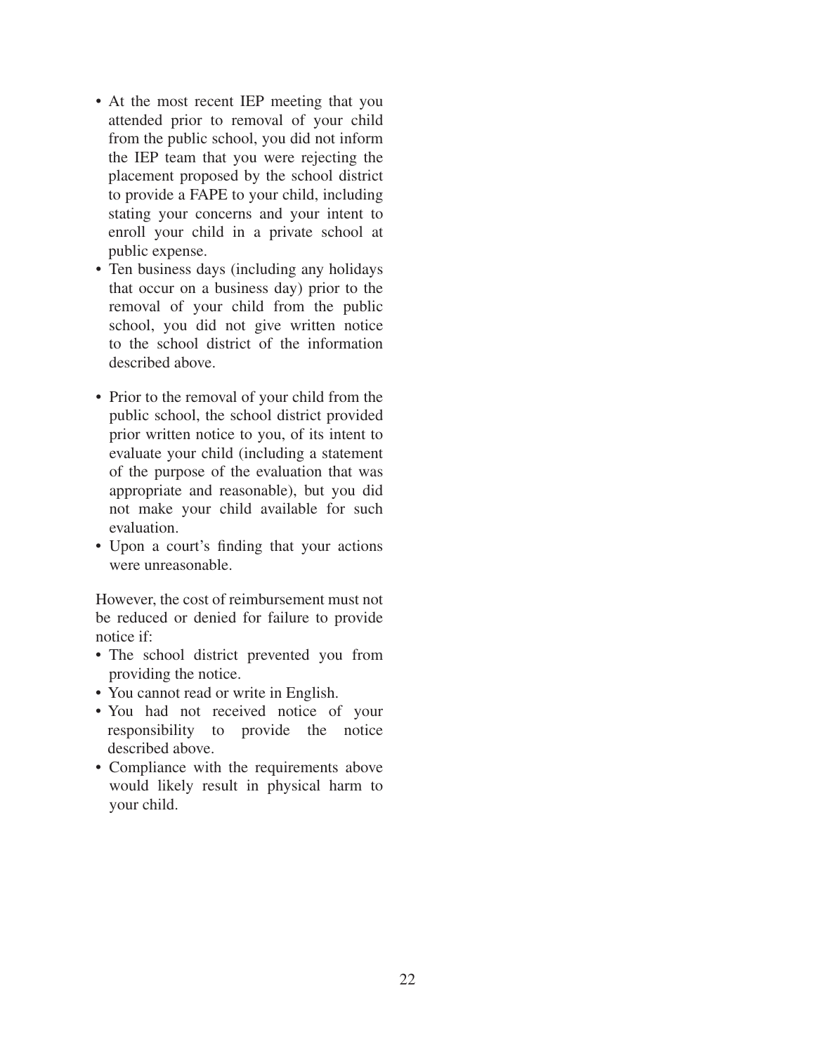- At the most recent IEP meeting that you attended prior to removal of your child from the public school, you did not inform the IEP team that you were rejecting the placement proposed by the school district to provide a FAPE to your child, including stating your concerns and your intent to enroll your child in a private school at public expense.
- Ten business days (including any holidays that occur on a business day) prior to the removal of your child from the public school, you did not give written notice to the school district of the information described above.
- Prior to the removal of your child from the public school, the school district provided prior written notice to you, of its intent to evaluate your child (including a statement of the purpose of the evaluation that was appropriate and reasonable), but you did not make your child available for such evaluation.
- Upon a court's finding that your actions were unreasonable.

However, the cost of reimbursement must not be reduced or denied for failure to provide notice if:

- The school district prevented you from providing the notice.
- You cannot read or write in English.
- You had not received notice of your responsibility to provide the notice described above.
- Compliance with the requirements above would likely result in physical harm to your child.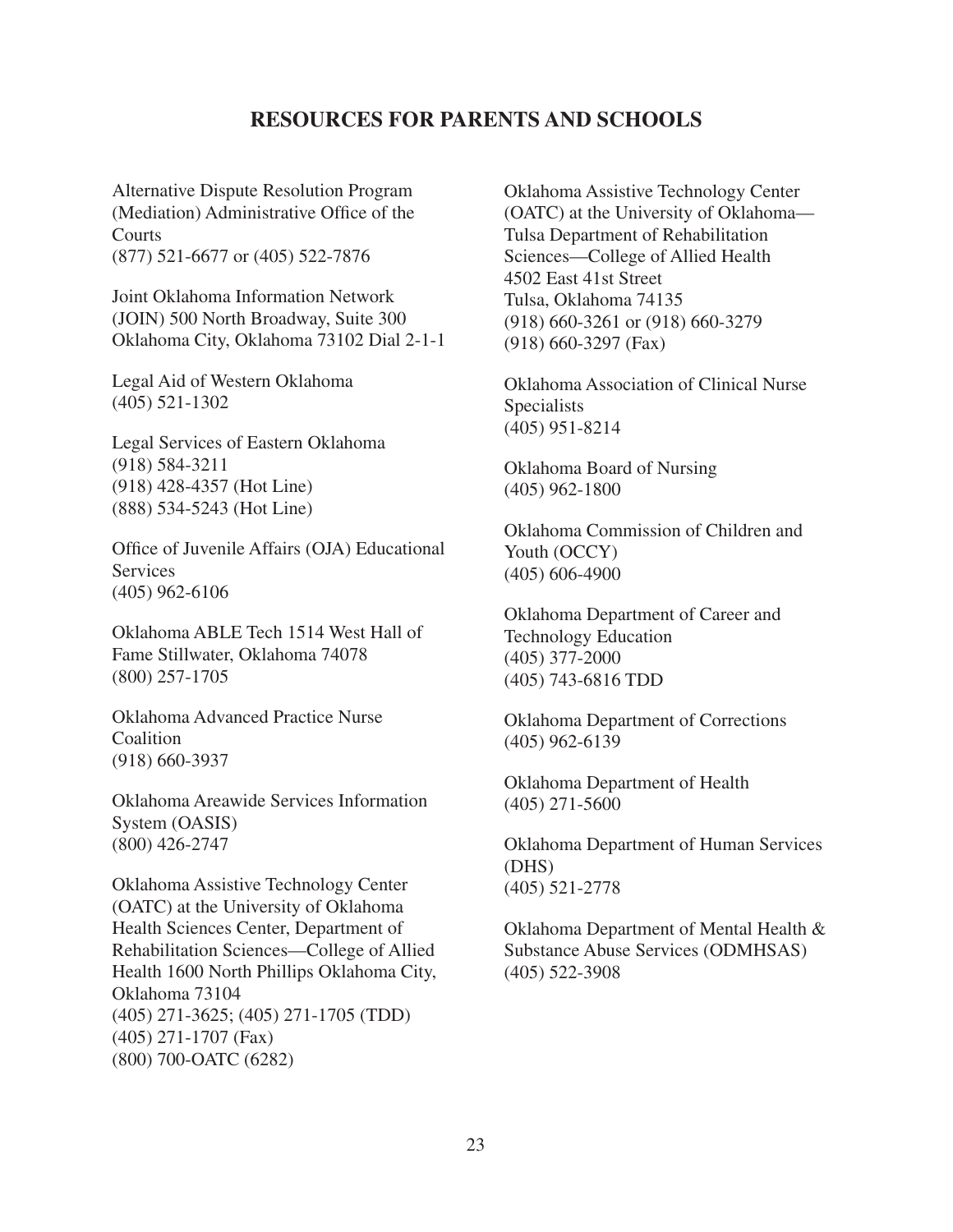## RESOURCES FOR PARENTS AND SCHOOLS

Alternative Dispute Resolution Program (Mediation) Administrative Office of the Courts
(877) 521-6677 or (405) 522-7876

Joint Oklahoma Information Network (JOIN) 500 North Broadway, Suite 300 Oklahoma City, Oklahoma 73102 Dial 2-1-1

Legal Aid of Western Oklahoma
(405) 521-1302

Legal Services of Eastern Oklahoma
(918) 584-3211
(918) 428-4357 (Hot Line)
(888) 534-5243 (Hot Line)

Office of Juvenile Affairs (OJA) Educational Services
(405) 962-6106

Oklahoma ABLE Tech 1514 West Hall of Fame Stillwater, Oklahoma 74078
(800) 257-1705

Oklahoma Advanced Practice Nurse Coalition
(918) 660-3937

Oklahoma Areawide Services Information System (OASIS)
(800) 426-2747

Oklahoma Assistive Technology Center (OATC) at the University of Oklahoma Health Sciences Center, Department of Rehabilitation Sciences—College of Allied Health 1600 North Phillips Oklahoma City, Oklahoma 73104
(405) 271-3625; (405) 271-1705 (TDD)
(405) 271-1707 (Fax)
(800) 700-OATC (6282)

Oklahoma Assistive Technology Center (OATC) at the University of Oklahoma—Tulsa Department of Rehabilitation Sciences—College of Allied Health
4502 East 41st Street
Tulsa, Oklahoma 74135
(918) 660-3261 or (918) 660-3279
(918) 660-3297 (Fax)

Oklahoma Association of Clinical Nurse Specialists
(405) 951-8214

Oklahoma Board of Nursing
(405) 962-1800

Oklahoma Commission of Children and Youth (OCCY)
(405) 606-4900

Oklahoma Department of Career and Technology Education
(405) 377-2000
(405) 743-6816 TDD

Oklahoma Department of Corrections
(405) 962-6139

Oklahoma Department of Health
(405) 271-5600

Oklahoma Department of Human Services (DHS)
(405) 521-2778

Oklahoma Department of Mental Health & Substance Abuse Services (ODMHSAS)
(405) 522-3908